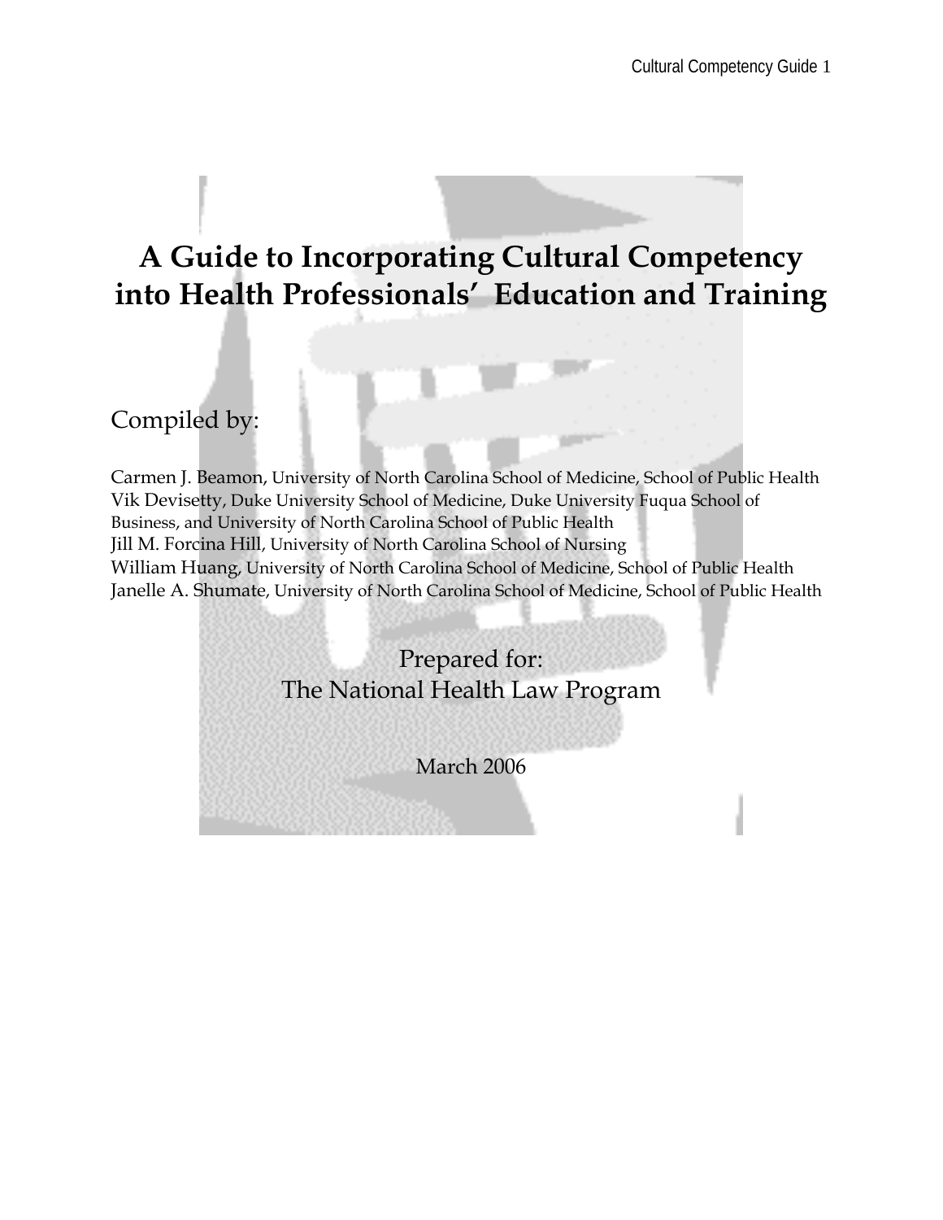# A Guide to Incorporating Cultural Competency into Health Professionals' Education and Training

Compiled by:

Carmen J. Beamon, University of North Carolina School of Medicine, School of Public Health
Vik Devisetty, Duke University School of Medicine, Duke University Fuqua School of Business, and University of North Carolina School of Public Health
Jill M. Forcina Hill, University of North Carolina School of Nursing
William Huang, University of North Carolina School of Medicine, School of Public Health
Janelle A. Shumate, University of North Carolina School of Medicine, School of Public Health

Prepared for:
The National Health Law Program

March 2006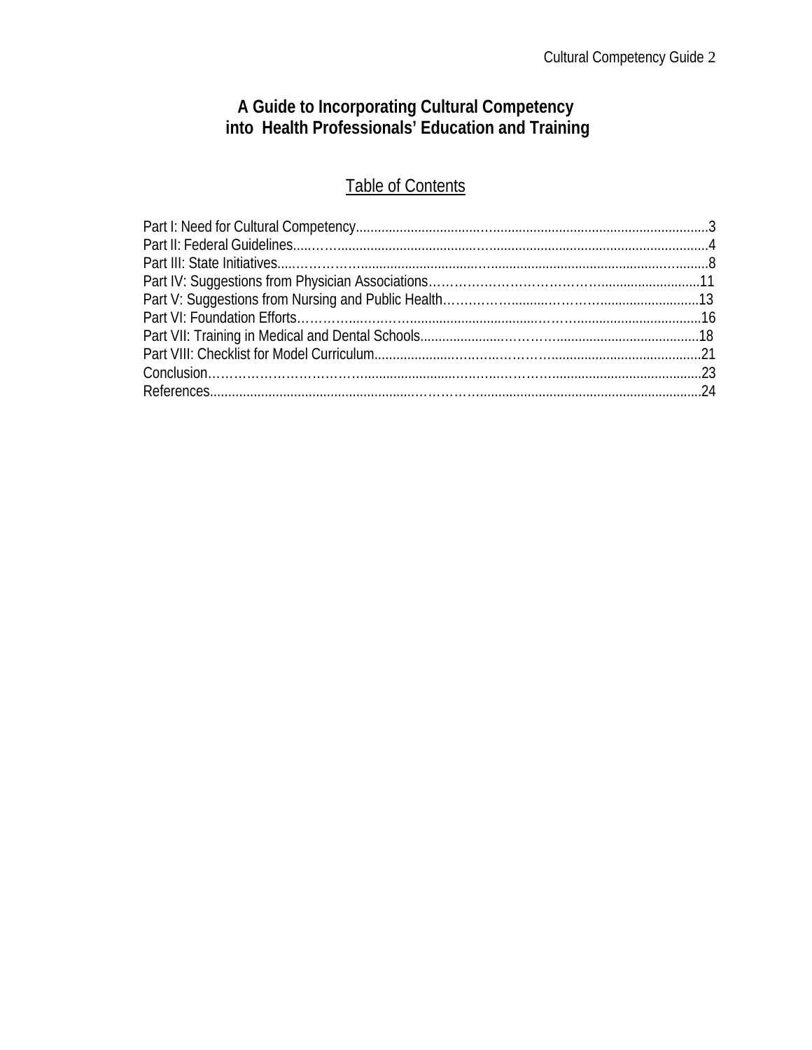# A Guide to Incorporating Cultural Competency into Health Professionals' Education and Training

## Table of Contents

Part I: Need for Cultural Competency....................................................3
Part II: Federal Guidelines....................................................4
Part III: State Initiatives....................................................8
Part IV: Suggestions from Physician Associations....................................................11
Part V: Suggestions from Nursing and Public Health....................................................13
Part VI: Foundation Efforts....................................................16
Part VII: Training in Medical and Dental Schools....................................................18
Part VIII: Checklist for Model Curriculum....................................................21
Conclusion....................................................23
References....................................................24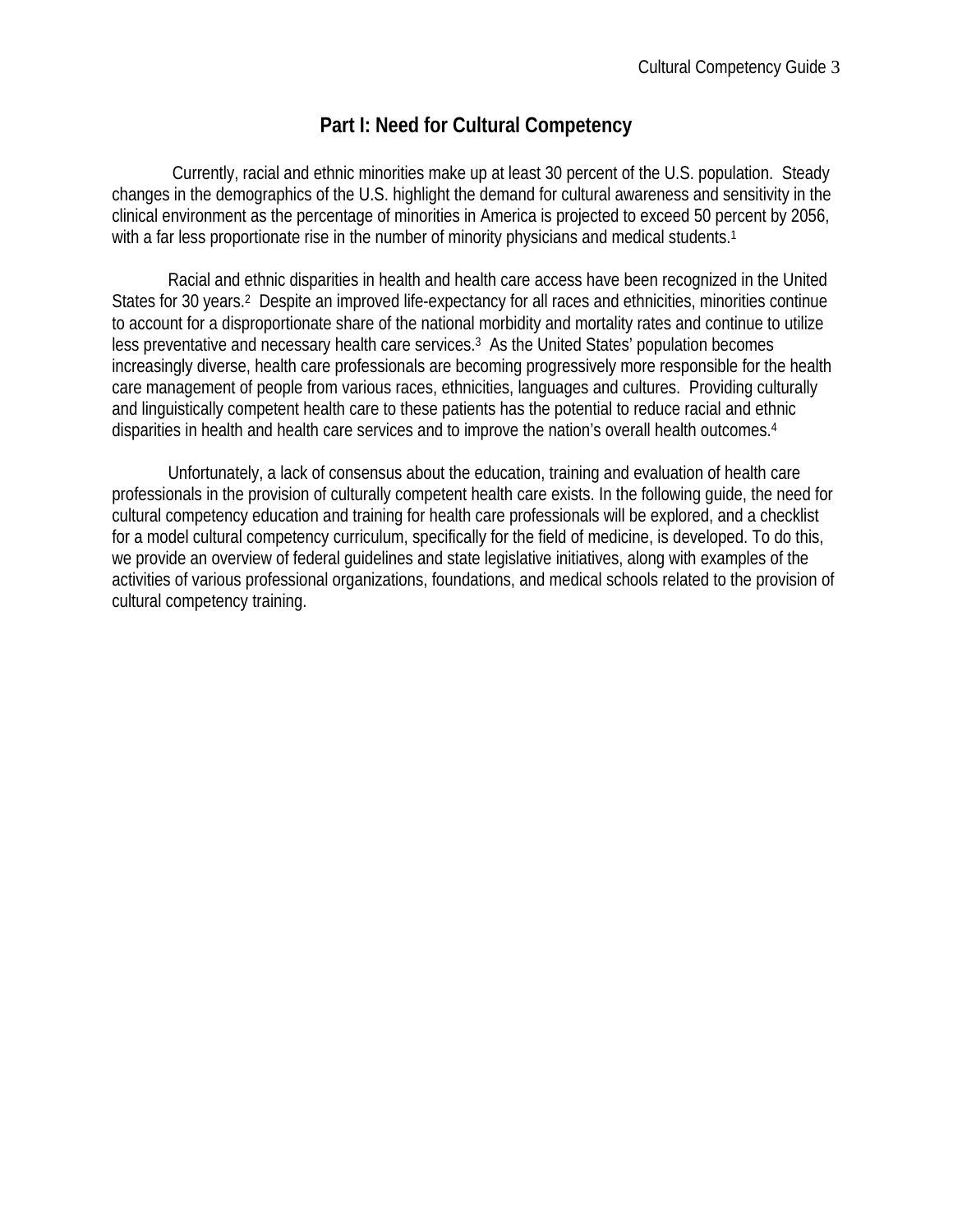# Part I: Need for Cultural Competency

Currently, racial and ethnic minorities make up at least 30 percent of the U.S. population. Steady changes in the demographics of the U.S. highlight the demand for cultural awareness and sensitivity in the clinical environment as the percentage of minorities in America is projected to exceed 50 percent by 2056, with a far less proportionate rise in the number of minority physicians and medical students.[1]

Racial and ethnic disparities in health and health care access have been recognized in the United States for 30 years.[2] Despite an improved life-expectancy for all races and ethnicities, minorities continue to account for a disproportionate share of the national morbidity and mortality rates and continue to utilize less preventative and necessary health care services.[3] As the United States' population becomes increasingly diverse, health care professionals are becoming progressively more responsible for the health care management of people from various races, ethnicities, languages and cultures. Providing culturally and linguistically competent health care to these patients has the potential to reduce racial and ethnic disparities in health and health care services and to improve the nation's overall health outcomes.[4]

Unfortunately, a lack of consensus about the education, training and evaluation of health care professionals in the provision of culturally competent health care exists. In the following guide, the need for cultural competency education and training for health care professionals will be explored, and a checklist for a model cultural competency curriculum, specifically for the field of medicine, is developed. To do this, we provide an overview of federal guidelines and state legislative initiatives, along with examples of the activities of various professional organizations, foundations, and medical schools related to the provision of cultural competency training.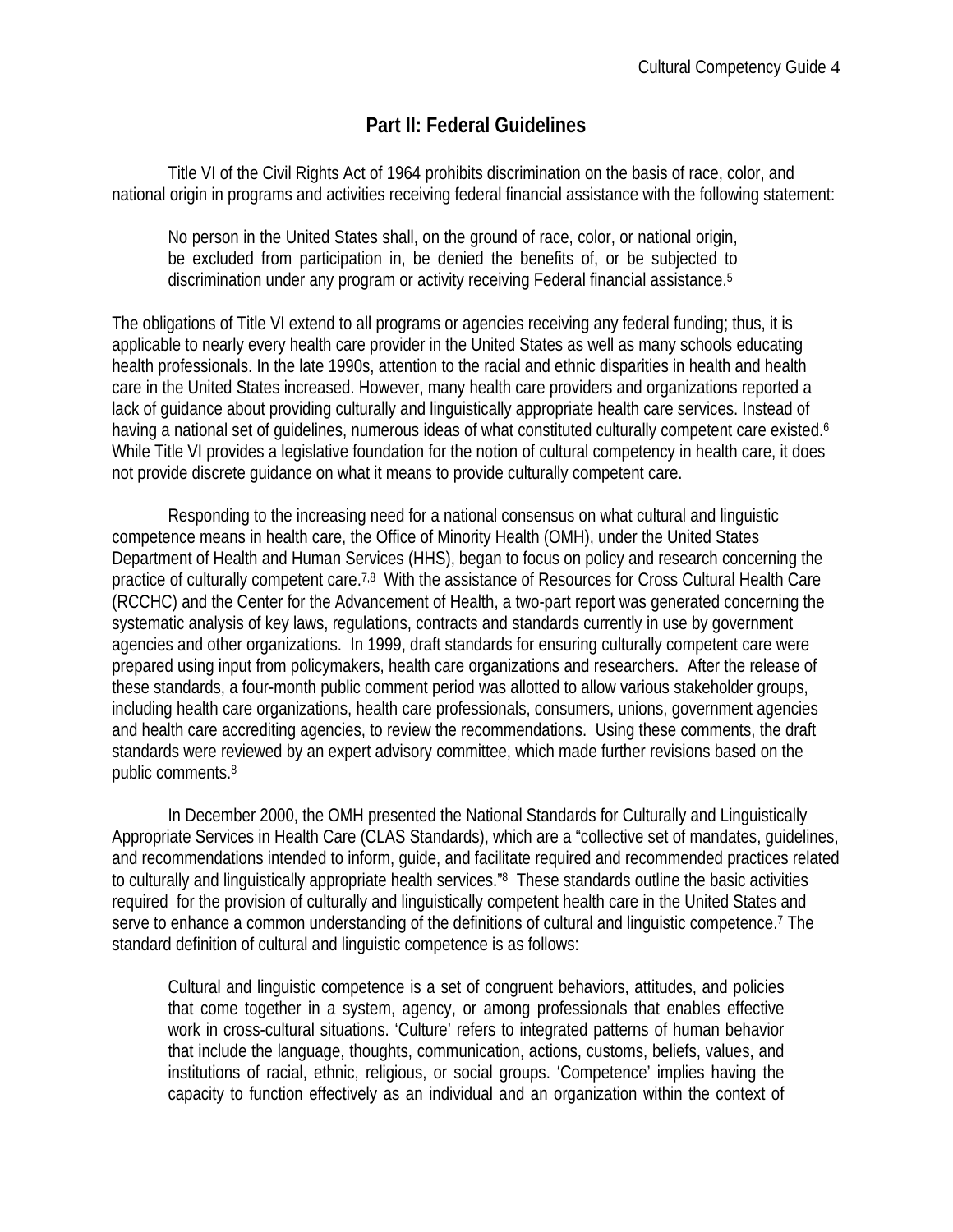## Part II: Federal Guidelines

Title VI of the Civil Rights Act of 1964 prohibits discrimination on the basis of race, color, and national origin in programs and activities receiving federal financial assistance with the following statement:

> No person in the United States shall, on the ground of race, color, or national origin, be excluded from participation in, be denied the benefits of, or be subjected to discrimination under any program or activity receiving Federal financial assistance.[5]

The obligations of Title VI extend to all programs or agencies receiving any federal funding; thus, it is applicable to nearly every health care provider in the United States as well as many schools educating health professionals. In the late 1990s, attention to the racial and ethnic disparities in health and health care in the United States increased. However, many health care providers and organizations reported a lack of guidance about providing culturally and linguistically appropriate health care services. Instead of having a national set of guidelines, numerous ideas of what constituted culturally competent care existed.[6] While Title VI provides a legislative foundation for the notion of cultural competency in health care, it does not provide discrete guidance on what it means to provide culturally competent care.

Responding to the increasing need for a national consensus on what cultural and linguistic competence means in health care, the Office of Minority Health (OMH), under the United States Department of Health and Human Services (HHS), began to focus on policy and research concerning the practice of culturally competent care.[7,8] With the assistance of Resources for Cross Cultural Health Care (RCCHC) and the Center for the Advancement of Health, a two-part report was generated concerning the systematic analysis of key laws, regulations, contracts and standards currently in use by government agencies and other organizations. In 1999, draft standards for ensuring culturally competent care were prepared using input from policymakers, health care organizations and researchers. After the release of these standards, a four-month public comment period was allotted to allow various stakeholder groups, including health care organizations, health care professionals, consumers, unions, government agencies and health care accrediting agencies, to review the recommendations. Using these comments, the draft standards were reviewed by an expert advisory committee, which made further revisions based on the public comments.[8]

In December 2000, the OMH presented the National Standards for Culturally and Linguistically Appropriate Services in Health Care (CLAS Standards), which are a "collective set of mandates, guidelines, and recommendations intended to inform, guide, and facilitate required and recommended practices related to culturally and linguistically appropriate health services."[8] These standards outline the basic activities required for the provision of culturally and linguistically competent health care in the United States and serve to enhance a common understanding of the definitions of cultural and linguistic competence.[7] The standard definition of cultural and linguistic competence is as follows:

> Cultural and linguistic competence is a set of congruent behaviors, attitudes, and policies that come together in a system, agency, or among professionals that enables effective work in cross-cultural situations. 'Culture' refers to integrated patterns of human behavior that include the language, thoughts, communication, actions, customs, beliefs, values, and institutions of racial, ethnic, religious, or social groups. 'Competence' implies having the capacity to function effectively as an individual and an organization within the context of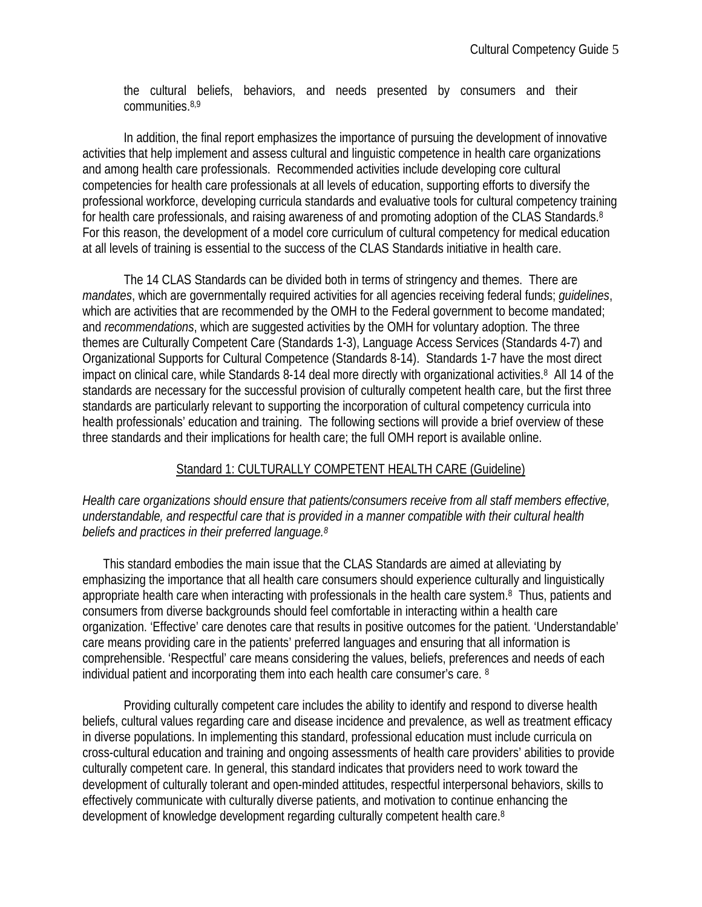the cultural beliefs, behaviors, and needs presented by consumers and their communities.[8,9]

In addition, the final report emphasizes the importance of pursuing the development of innovative activities that help implement and assess cultural and linguistic competence in health care organizations and among health care professionals. Recommended activities include developing core cultural competencies for health care professionals at all levels of education, supporting efforts to diversify the professional workforce, developing curricula standards and evaluative tools for cultural competency training for health care professionals, and raising awareness of and promoting adoption of the CLAS Standards.[8] For this reason, the development of a model core curriculum of cultural competency for medical education at all levels of training is essential to the success of the CLAS Standards initiative in health care.

The 14 CLAS Standards can be divided both in terms of stringency and themes. There are *mandates*, which are governmentally required activities for all agencies receiving federal funds; *guidelines*, which are activities that are recommended by the OMH to the Federal government to become mandated; and *recommendations*, which are suggested activities by the OMH for voluntary adoption. The three themes are Culturally Competent Care (Standards 1-3), Language Access Services (Standards 4-7) and Organizational Supports for Cultural Competence (Standards 8-14). Standards 1-7 have the most direct impact on clinical care, while Standards 8-14 deal more directly with organizational activities.[8] All 14 of the standards are necessary for the successful provision of culturally competent health care, but the first three standards are particularly relevant to supporting the incorporation of cultural competency curricula into health professionals' education and training. The following sections will provide a brief overview of these three standards and their implications for health care; the full OMH report is available online.

## Standard 1: CULTURALLY COMPETENT HEALTH CARE (Guideline)

*Health care organizations should ensure that patients/consumers receive from all staff members effective, understandable, and respectful care that is provided in a manner compatible with their cultural health beliefs and practices in their preferred language.[8]*

This standard embodies the main issue that the CLAS Standards are aimed at alleviating by emphasizing the importance that all health care consumers should experience culturally and linguistically appropriate health care when interacting with professionals in the health care system.[8] Thus, patients and consumers from diverse backgrounds should feel comfortable in interacting within a health care organization. 'Effective' care denotes care that results in positive outcomes for the patient. 'Understandable' care means providing care in the patients' preferred languages and ensuring that all information is comprehensible. 'Respectful' care means considering the values, beliefs, preferences and needs of each individual patient and incorporating them into each health care consumer's care. [8]

Providing culturally competent care includes the ability to identify and respond to diverse health beliefs, cultural values regarding care and disease incidence and prevalence, as well as treatment efficacy in diverse populations. In implementing this standard, professional education must include curricula on cross-cultural education and training and ongoing assessments of health care providers' abilities to provide culturally competent care. In general, this standard indicates that providers need to work toward the development of culturally tolerant and open-minded attitudes, respectful interpersonal behaviors, skills to effectively communicate with culturally diverse patients, and motivation to continue enhancing the development of knowledge development regarding culturally competent health care.[8]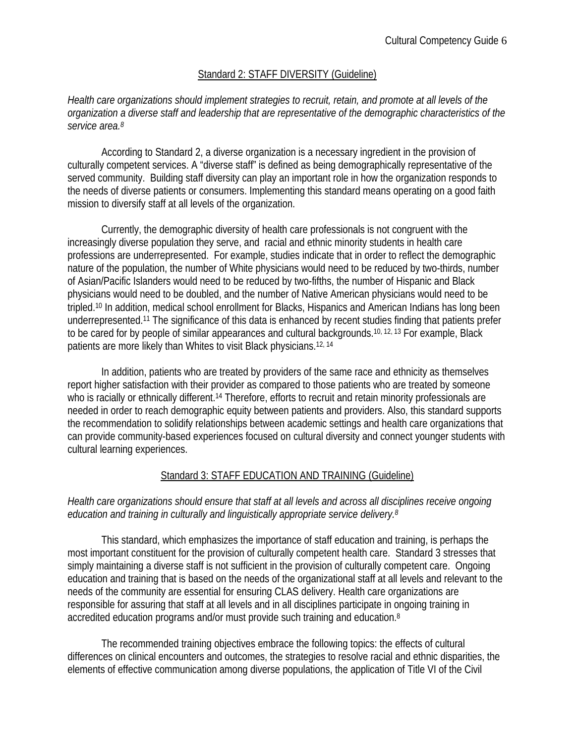## Standard 2: STAFF DIVERSITY (Guideline)

*Health care organizations should implement strategies to recruit, retain, and promote at all levels of the organization a diverse staff and leadership that are representative of the demographic characteristics of the service area.*[8]

According to Standard 2, a diverse organization is a necessary ingredient in the provision of culturally competent services. A "diverse staff" is defined as being demographically representative of the served community. Building staff diversity can play an important role in how the organization responds to the needs of diverse patients or consumers. Implementing this standard means operating on a good faith mission to diversify staff at all levels of the organization.

Currently, the demographic diversity of health care professionals is not congruent with the increasingly diverse population they serve, and racial and ethnic minority students in health care professions are underrepresented. For example, studies indicate that in order to reflect the demographic nature of the population, the number of White physicians would need to be reduced by two-thirds, number of Asian/Pacific Islanders would need to be reduced by two-fifths, the number of Hispanic and Black physicians would need to be doubled, and the number of Native American physicians would need to be tripled.[10] In addition, medical school enrollment for Blacks, Hispanics and American Indians has long been underrepresented.[11] The significance of this data is enhanced by recent studies finding that patients prefer to be cared for by people of similar appearances and cultural backgrounds.[10, 12, 13] For example, Black patients are more likely than Whites to visit Black physicians.[12, 14]

In addition, patients who are treated by providers of the same race and ethnicity as themselves report higher satisfaction with their provider as compared to those patients who are treated by someone who is racially or ethnically different.[14] Therefore, efforts to recruit and retain minority professionals are needed in order to reach demographic equity between patients and providers. Also, this standard supports the recommendation to solidify relationships between academic settings and health care organizations that can provide community-based experiences focused on cultural diversity and connect younger students with cultural learning experiences.

## Standard 3: STAFF EDUCATION AND TRAINING (Guideline)

*Health care organizations should ensure that staff at all levels and across all disciplines receive ongoing education and training in culturally and linguistically appropriate service delivery.*[8]

This standard, which emphasizes the importance of staff education and training, is perhaps the most important constituent for the provision of culturally competent health care. Standard 3 stresses that simply maintaining a diverse staff is not sufficient in the provision of culturally competent care. Ongoing education and training that is based on the needs of the organizational staff at all levels and relevant to the needs of the community are essential for ensuring CLAS delivery. Health care organizations are responsible for assuring that staff at all levels and in all disciplines participate in ongoing training in accredited education programs and/or must provide such training and education.[8]

The recommended training objectives embrace the following topics: the effects of cultural differences on clinical encounters and outcomes, the strategies to resolve racial and ethnic disparities, the elements of effective communication among diverse populations, the application of Title VI of the Civil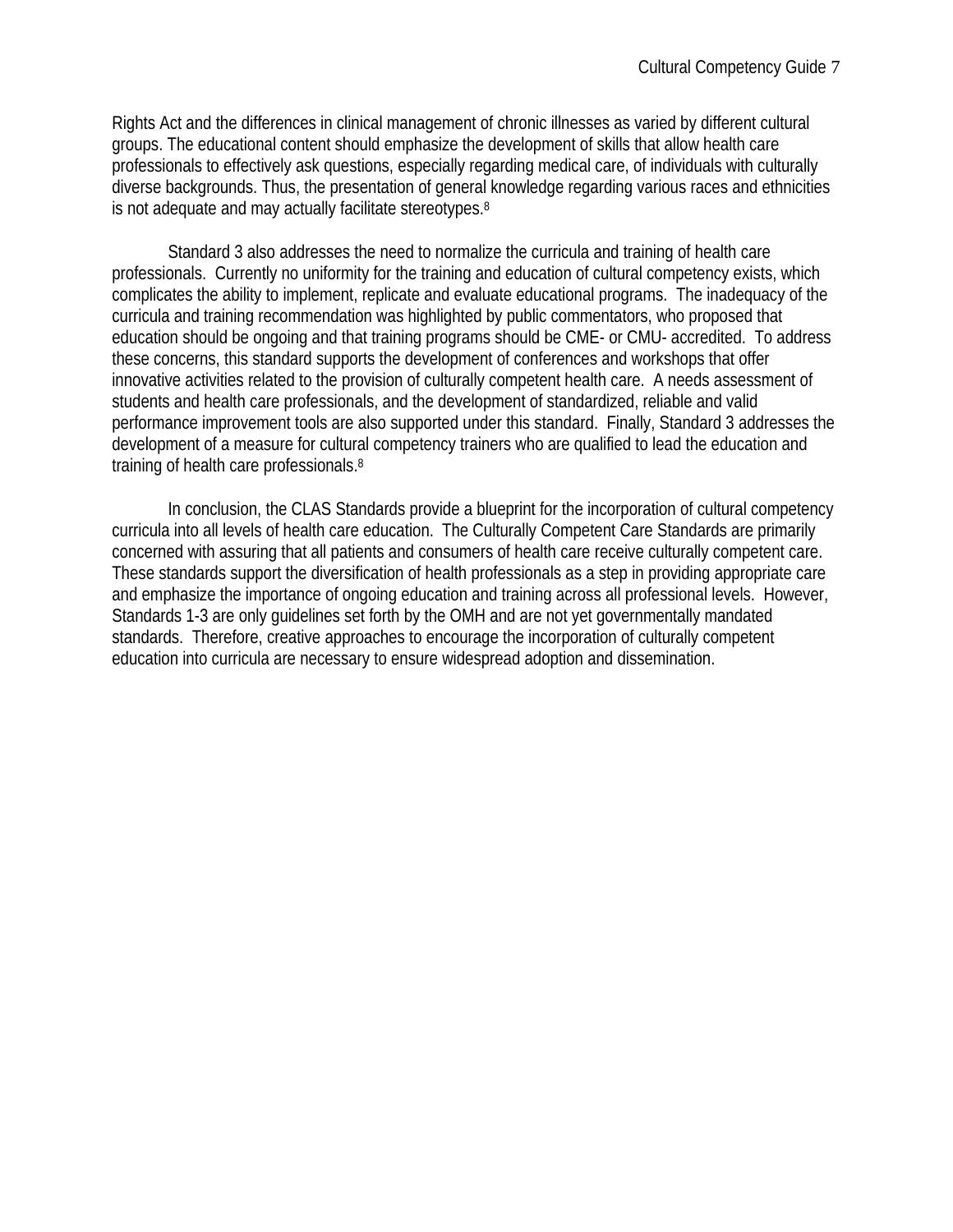Rights Act and the differences in clinical management of chronic illnesses as varied by different cultural groups. The educational content should emphasize the development of skills that allow health care professionals to effectively ask questions, especially regarding medical care, of individuals with culturally diverse backgrounds. Thus, the presentation of general knowledge regarding various races and ethnicities is not adequate and may actually facilitate stereotypes.[8]

Standard 3 also addresses the need to normalize the curricula and training of health care professionals. Currently no uniformity for the training and education of cultural competency exists, which complicates the ability to implement, replicate and evaluate educational programs. The inadequacy of the curricula and training recommendation was highlighted by public commentators, who proposed that education should be ongoing and that training programs should be CME- or CMU- accredited. To address these concerns, this standard supports the development of conferences and workshops that offer innovative activities related to the provision of culturally competent health care. A needs assessment of students and health care professionals, and the development of standardized, reliable and valid performance improvement tools are also supported under this standard. Finally, Standard 3 addresses the development of a measure for cultural competency trainers who are qualified to lead the education and training of health care professionals.[8]

In conclusion, the CLAS Standards provide a blueprint for the incorporation of cultural competency curricula into all levels of health care education. The Culturally Competent Care Standards are primarily concerned with assuring that all patients and consumers of health care receive culturally competent care. These standards support the diversification of health professionals as a step in providing appropriate care and emphasize the importance of ongoing education and training across all professional levels. However, Standards 1-3 are only guidelines set forth by the OMH and are not yet governmentally mandated standards. Therefore, creative approaches to encourage the incorporation of culturally competent education into curricula are necessary to ensure widespread adoption and dissemination.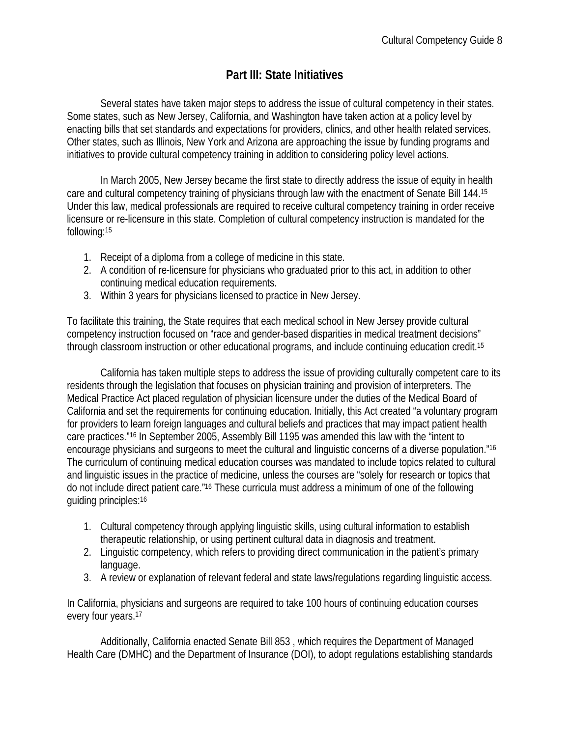## Part III: State Initiatives

Several states have taken major steps to address the issue of cultural competency in their states. Some states, such as New Jersey, California, and Washington have taken action at a policy level by enacting bills that set standards and expectations for providers, clinics, and other health related services. Other states, such as Illinois, New York and Arizona are approaching the issue by funding programs and initiatives to provide cultural competency training in addition to considering policy level actions.

In March 2005, New Jersey became the first state to directly address the issue of equity in health care and cultural competency training of physicians through law with the enactment of Senate Bill 144.[15] Under this law, medical professionals are required to receive cultural competency training in order receive licensure or re-licensure in this state. Completion of cultural competency instruction is mandated for the following:[15]

1. Receipt of a diploma from a college of medicine in this state.
2. A condition of re-licensure for physicians who graduated prior to this act, in addition to other continuing medical education requirements.
3. Within 3 years for physicians licensed to practice in New Jersey.

To facilitate this training, the State requires that each medical school in New Jersey provide cultural competency instruction focused on "race and gender-based disparities in medical treatment decisions" through classroom instruction or other educational programs, and include continuing education credit.[15]

California has taken multiple steps to address the issue of providing culturally competent care to its residents through the legislation that focuses on physician training and provision of interpreters. The Medical Practice Act placed regulation of physician licensure under the duties of the Medical Board of California and set the requirements for continuing education. Initially, this Act created "a voluntary program for providers to learn foreign languages and cultural beliefs and practices that may impact patient health care practices."[16] In September 2005, Assembly Bill 1195 was amended this law with the "intent to encourage physicians and surgeons to meet the cultural and linguistic concerns of a diverse population."[16] The curriculum of continuing medical education courses was mandated to include topics related to cultural and linguistic issues in the practice of medicine, unless the courses are "solely for research or topics that do not include direct patient care."[16] These curricula must address a minimum of one of the following guiding principles:[16]

1. Cultural competency through applying linguistic skills, using cultural information to establish therapeutic relationship, or using pertinent cultural data in diagnosis and treatment.
2. Linguistic competency, which refers to providing direct communication in the patient's primary language.
3. A review or explanation of relevant federal and state laws/regulations regarding linguistic access.

In California, physicians and surgeons are required to take 100 hours of continuing education courses every four years.[17]

Additionally, California enacted Senate Bill 853 , which requires the Department of Managed Health Care (DMHC) and the Department of Insurance (DOI), to adopt regulations establishing standards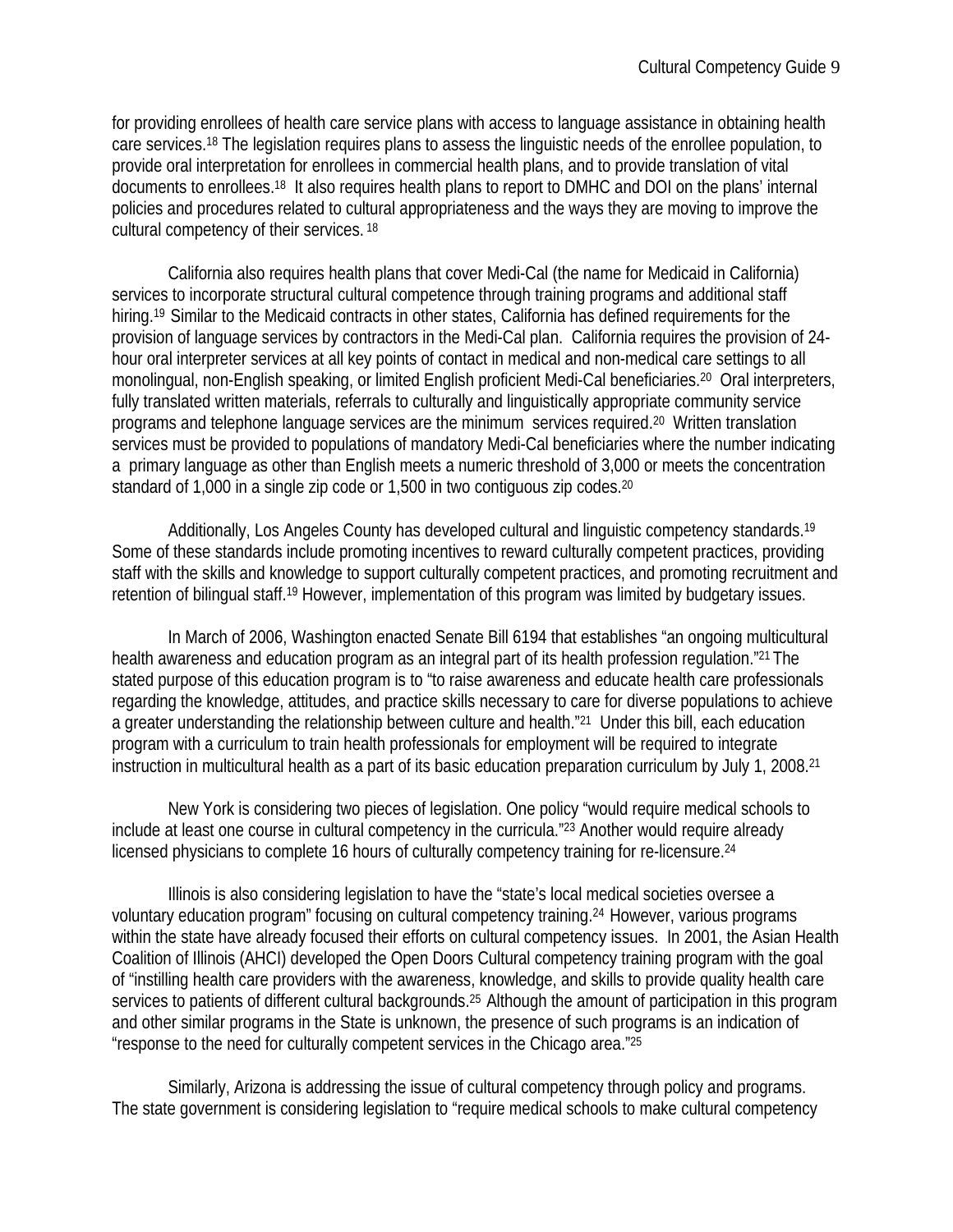for providing enrollees of health care service plans with access to language assistance in obtaining health care services.[18] The legislation requires plans to assess the linguistic needs of the enrollee population, to provide oral interpretation for enrollees in commercial health plans, and to provide translation of vital documents to enrollees.[18] It also requires health plans to report to DMHC and DOI on the plans' internal policies and procedures related to cultural appropriateness and the ways they are moving to improve the cultural competency of their services.[18]

California also requires health plans that cover Medi-Cal (the name for Medicaid in California) services to incorporate structural cultural competence through training programs and additional staff hiring.[19] Similar to the Medicaid contracts in other states, California has defined requirements for the provision of language services by contractors in the Medi-Cal plan. California requires the provision of 24-hour oral interpreter services at all key points of contact in medical and non-medical care settings to all monolingual, non-English speaking, or limited English proficient Medi-Cal beneficiaries.[20] Oral interpreters, fully translated written materials, referrals to culturally and linguistically appropriate community service programs and telephone language services are the minimum services required.[20] Written translation services must be provided to populations of mandatory Medi-Cal beneficiaries where the number indicating a primary language as other than English meets a numeric threshold of 3,000 or meets the concentration standard of 1,000 in a single zip code or 1,500 in two contiguous zip codes.[20]

Additionally, Los Angeles County has developed cultural and linguistic competency standards.[19] Some of these standards include promoting incentives to reward culturally competent practices, providing staff with the skills and knowledge to support culturally competent practices, and promoting recruitment and retention of bilingual staff.[19] However, implementation of this program was limited by budgetary issues.

In March of 2006, Washington enacted Senate Bill 6194 that establishes "an ongoing multicultural health awareness and education program as an integral part of its health profession regulation."[21] The stated purpose of this education program is to "to raise awareness and educate health care professionals regarding the knowledge, attitudes, and practice skills necessary to care for diverse populations to achieve a greater understanding the relationship between culture and health."[21] Under this bill, each education program with a curriculum to train health professionals for employment will be required to integrate instruction in multicultural health as a part of its basic education preparation curriculum by July 1, 2008.[21]

New York is considering two pieces of legislation. One policy "would require medical schools to include at least one course in cultural competency in the curricula."[23] Another would require already licensed physicians to complete 16 hours of culturally competency training for re-licensure.[24]

Illinois is also considering legislation to have the "state's local medical societies oversee a voluntary education program" focusing on cultural competency training.[24] However, various programs within the state have already focused their efforts on cultural competency issues. In 2001, the Asian Health Coalition of Illinois (AHCI) developed the Open Doors Cultural competency training program with the goal of "instilling health care providers with the awareness, knowledge, and skills to provide quality health care services to patients of different cultural backgrounds.[25] Although the amount of participation in this program and other similar programs in the State is unknown, the presence of such programs is an indication of "response to the need for culturally competent services in the Chicago area."[25]

Similarly, Arizona is addressing the issue of cultural competency through policy and programs. The state government is considering legislation to "require medical schools to make cultural competency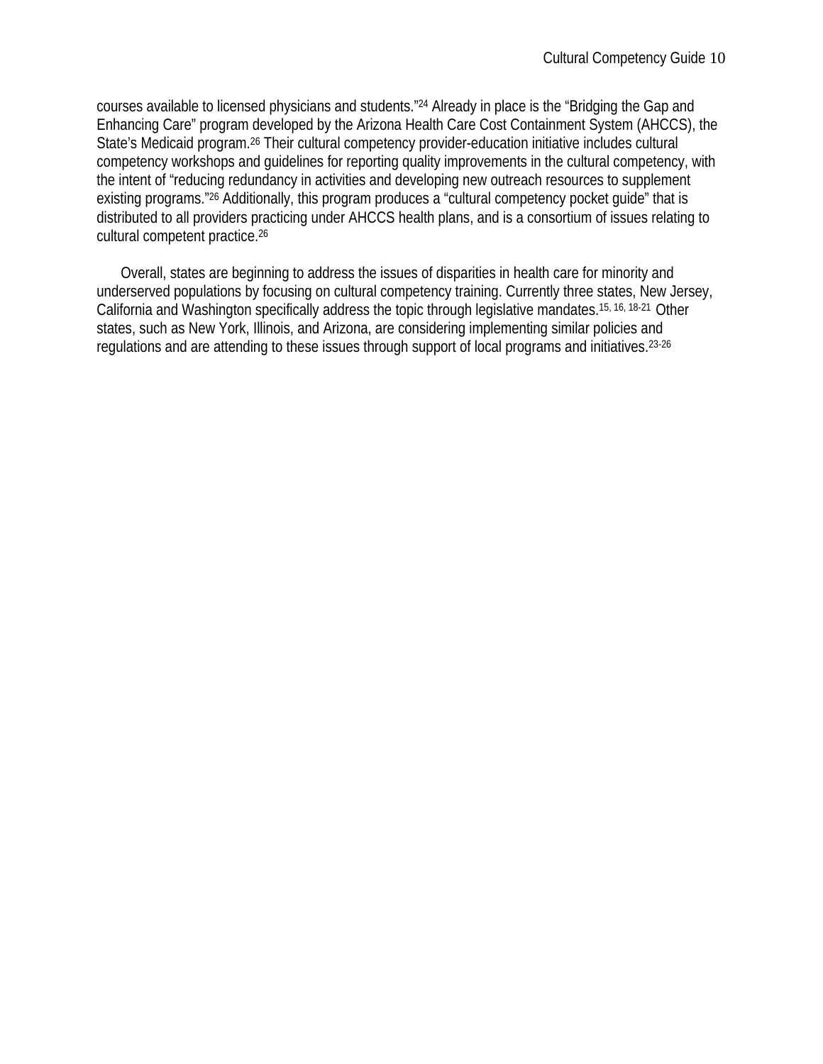courses available to licensed physicians and students."[24] Already in place is the "Bridging the Gap and Enhancing Care" program developed by the Arizona Health Care Cost Containment System (AHCCS), the State's Medicaid program.[26] Their cultural competency provider-education initiative includes cultural competency workshops and guidelines for reporting quality improvements in the cultural competency, with the intent of "reducing redundancy in activities and developing new outreach resources to supplement existing programs."[26] Additionally, this program produces a "cultural competency pocket guide" that is distributed to all providers practicing under AHCCS health plans, and is a consortium of issues relating to cultural competent practice.[26]

Overall, states are beginning to address the issues of disparities in health care for minority and underserved populations by focusing on cultural competency training. Currently three states, New Jersey, California and Washington specifically address the topic through legislative mandates.[15, 16, 18-21] Other states, such as New York, Illinois, and Arizona, are considering implementing similar policies and regulations and are attending to these issues through support of local programs and initiatives.[23-26]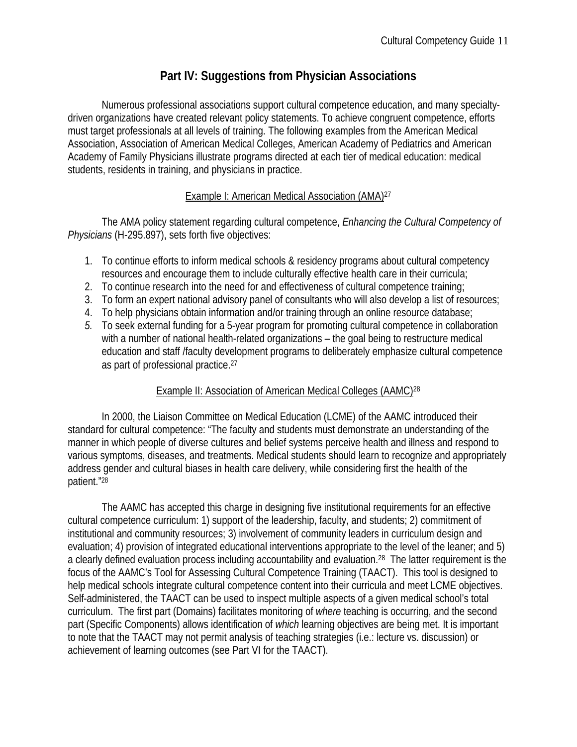# Part IV: Suggestions from Physician Associations

Numerous professional associations support cultural competence education, and many specialty-driven organizations have created relevant policy statements. To achieve congruent competence, efforts must target professionals at all levels of training. The following examples from the American Medical Association, Association of American Medical Colleges, American Academy of Pediatrics and American Academy of Family Physicians illustrate programs directed at each tier of medical education: medical students, residents in training, and physicians in practice.

## Example I: American Medical Association (AMA)[27]

The AMA policy statement regarding cultural competence, *Enhancing the Cultural Competency of Physicians* (H-295.897), sets forth five objectives:

1. To continue efforts to inform medical schools & residency programs about cultural competency resources and encourage them to include culturally effective health care in their curricula;
2. To continue research into the need for and effectiveness of cultural competence training;
3. To form an expert national advisory panel of consultants who will also develop a list of resources;
4. To help physicians obtain information and/or training through an online resource database;
5. To seek external funding for a 5-year program for promoting cultural competence in collaboration with a number of national health-related organizations – the goal being to restructure medical education and staff /faculty development programs to deliberately emphasize cultural competence as part of professional practice.[27]

## Example II: Association of American Medical Colleges (AAMC)[28]

In 2000, the Liaison Committee on Medical Education (LCME) of the AAMC introduced their standard for cultural competence: "The faculty and students must demonstrate an understanding of the manner in which people of diverse cultures and belief systems perceive health and illness and respond to various symptoms, diseases, and treatments. Medical students should learn to recognize and appropriately address gender and cultural biases in health care delivery, while considering first the health of the patient."[28]

The AAMC has accepted this charge in designing five institutional requirements for an effective cultural competence curriculum: 1) support of the leadership, faculty, and students; 2) commitment of institutional and community resources; 3) involvement of community leaders in curriculum design and evaluation; 4) provision of integrated educational interventions appropriate to the level of the leaner; and 5) a clearly defined evaluation process including accountability and evaluation.[28] The latter requirement is the focus of the AAMC's Tool for Assessing Cultural Competence Training (TAACT). This tool is designed to help medical schools integrate cultural competence content into their curricula and meet LCME objectives. Self-administered, the TAACT can be used to inspect multiple aspects of a given medical school's total curriculum. The first part (Domains) facilitates monitoring of *where* teaching is occurring, and the second part (Specific Components) allows identification of *which* learning objectives are being met. It is important to note that the TAACT may not permit analysis of teaching strategies (i.e.: lecture vs. discussion) or achievement of learning outcomes (see Part VI for the TAACT).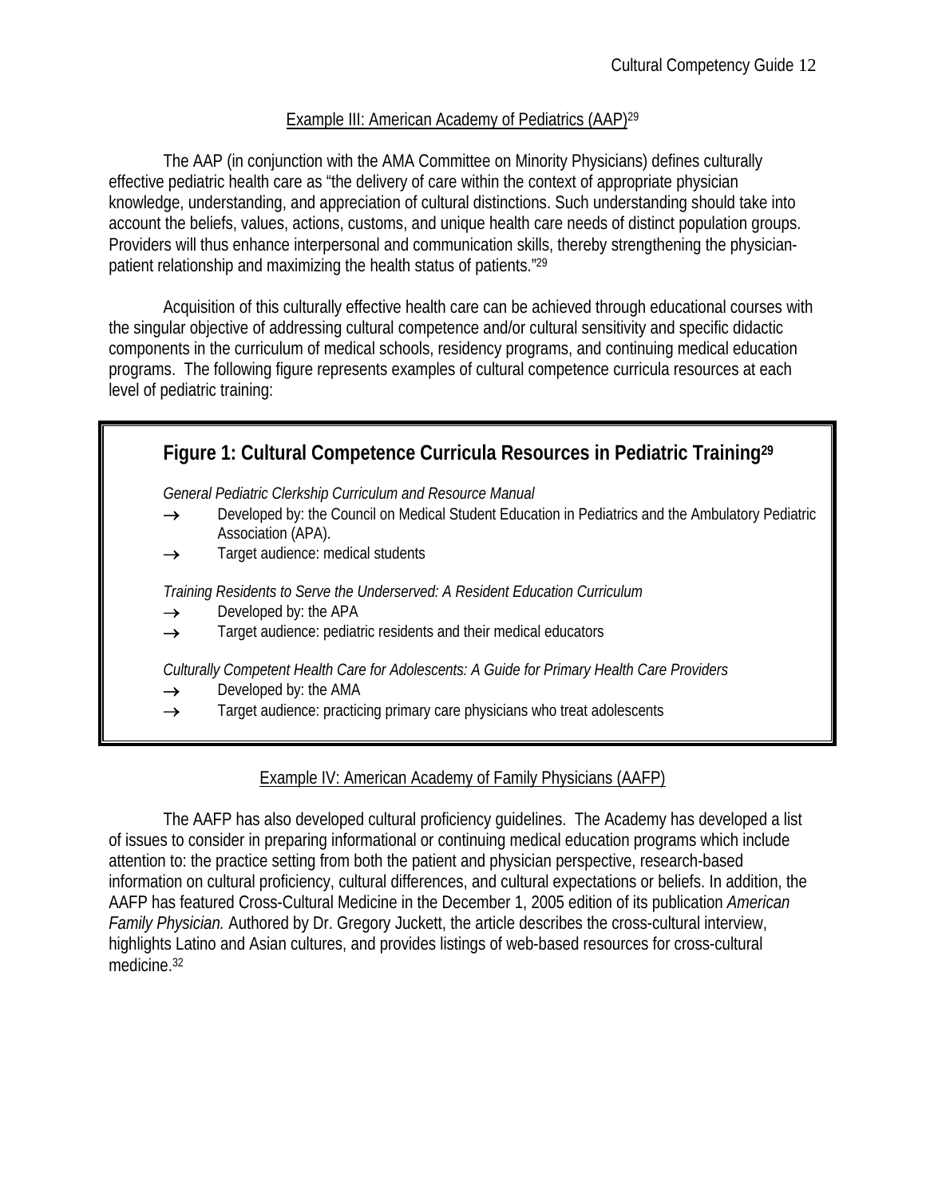### Example III: American Academy of Pediatrics (AAP)[29]

The AAP (in conjunction with the AMA Committee on Minority Physicians) defines culturally effective pediatric health care as "the delivery of care within the context of appropriate physician knowledge, understanding, and appreciation of cultural distinctions. Such understanding should take into account the beliefs, values, actions, customs, and unique health care needs of distinct population groups. Providers will thus enhance interpersonal and communication skills, thereby strengthening the physician-patient relationship and maximizing the health status of patients."[29]

Acquisition of this culturally effective health care can be achieved through educational courses with the singular objective of addressing cultural competence and/or cultural sensitivity and specific didactic components in the curriculum of medical schools, residency programs, and continuing medical education programs. The following figure represents examples of cultural competence curricula resources at each level of pediatric training:

**Figure 1: Cultural Competence Curricula Resources in Pediatric Training[29]**

*General Pediatric Clerkship Curriculum and Resource Manual*

- → Developed by: the Council on Medical Student Education in Pediatrics and the Ambulatory Pediatric Association (APA).
- → Target audience: medical students

*Training Residents to Serve the Underserved: A Resident Education Curriculum*

- → Developed by: the APA
- → Target audience: pediatric residents and their medical educators

*Culturally Competent Health Care for Adolescents: A Guide for Primary Health Care Providers*

- → Developed by: the AMA
- → Target audience: practicing primary care physicians who treat adolescents

### Example IV: American Academy of Family Physicians (AAFP)

The AAFP has also developed cultural proficiency guidelines. The Academy has developed a list of issues to consider in preparing informational or continuing medical education programs which include attention to: the practice setting from both the patient and physician perspective, research-based information on cultural proficiency, cultural differences, and cultural expectations or beliefs. In addition, the AAFP has featured Cross-Cultural Medicine in the December 1, 2005 edition of its publication *American Family Physician.* Authored by Dr. Gregory Juckett, the article describes the cross-cultural interview, highlights Latino and Asian cultures, and provides listings of web-based resources for cross-cultural medicine.[32]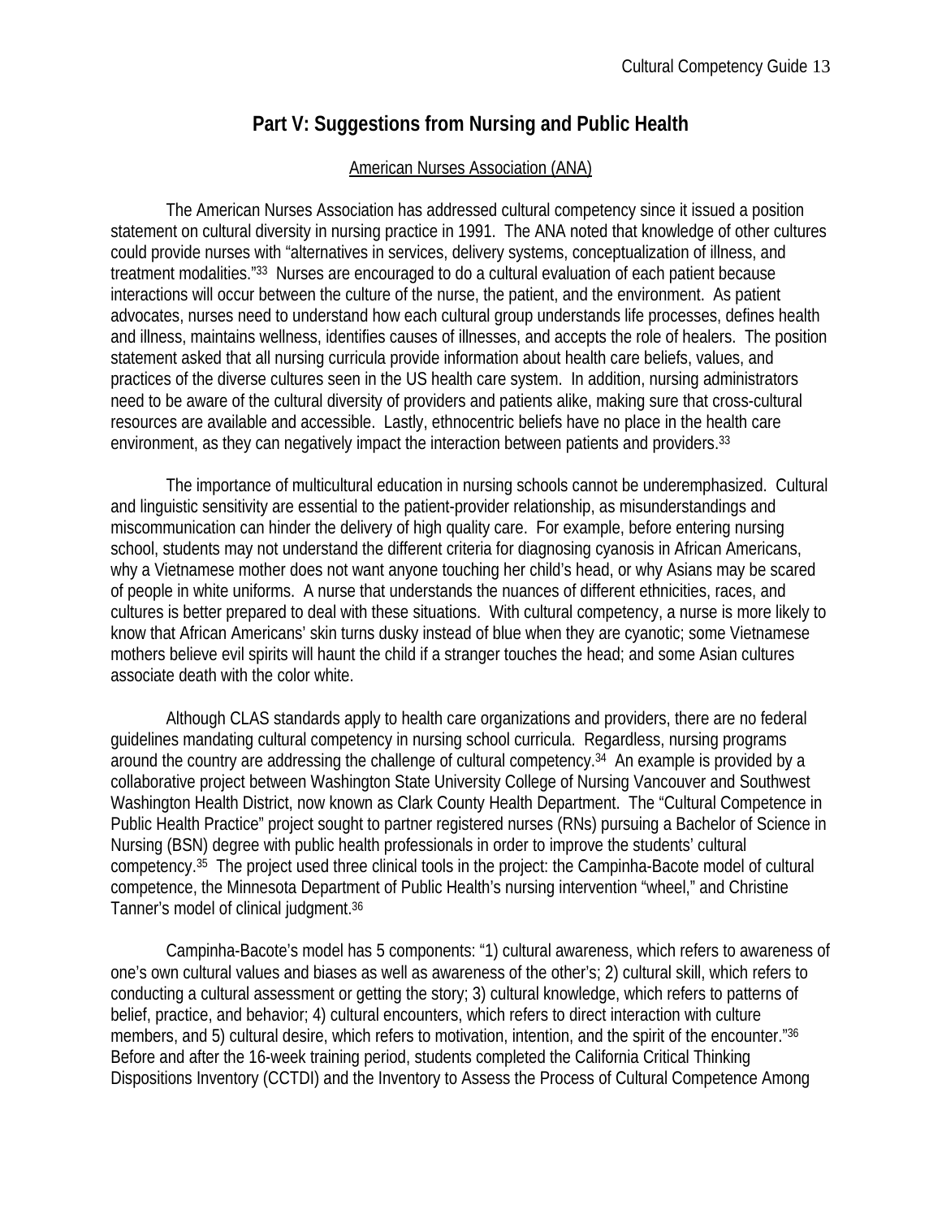## Part V: Suggestions from Nursing and Public Health

### American Nurses Association (ANA)

The American Nurses Association has addressed cultural competency since it issued a position statement on cultural diversity in nursing practice in 1991. The ANA noted that knowledge of other cultures could provide nurses with "alternatives in services, delivery systems, conceptualization of illness, and treatment modalities."[33] Nurses are encouraged to do a cultural evaluation of each patient because interactions will occur between the culture of the nurse, the patient, and the environment. As patient advocates, nurses need to understand how each cultural group understands life processes, defines health and illness, maintains wellness, identifies causes of illnesses, and accepts the role of healers. The position statement asked that all nursing curricula provide information about health care beliefs, values, and practices of the diverse cultures seen in the US health care system. In addition, nursing administrators need to be aware of the cultural diversity of providers and patients alike, making sure that cross-cultural resources are available and accessible. Lastly, ethnocentric beliefs have no place in the health care environment, as they can negatively impact the interaction between patients and providers.[33]

The importance of multicultural education in nursing schools cannot be underemphasized. Cultural and linguistic sensitivity are essential to the patient-provider relationship, as misunderstandings and miscommunication can hinder the delivery of high quality care. For example, before entering nursing school, students may not understand the different criteria for diagnosing cyanosis in African Americans, why a Vietnamese mother does not want anyone touching her child's head, or why Asians may be scared of people in white uniforms. A nurse that understands the nuances of different ethnicities, races, and cultures is better prepared to deal with these situations. With cultural competency, a nurse is more likely to know that African Americans' skin turns dusky instead of blue when they are cyanotic; some Vietnamese mothers believe evil spirits will haunt the child if a stranger touches the head; and some Asian cultures associate death with the color white.

Although CLAS standards apply to health care organizations and providers, there are no federal guidelines mandating cultural competency in nursing school curricula. Regardless, nursing programs around the country are addressing the challenge of cultural competency.[34] An example is provided by a collaborative project between Washington State University College of Nursing Vancouver and Southwest Washington Health District, now known as Clark County Health Department. The "Cultural Competence in Public Health Practice" project sought to partner registered nurses (RNs) pursuing a Bachelor of Science in Nursing (BSN) degree with public health professionals in order to improve the students' cultural competency.[35] The project used three clinical tools in the project: the Campinha-Bacote model of cultural competence, the Minnesota Department of Public Health's nursing intervention "wheel," and Christine Tanner's model of clinical judgment.[36]

Campinha-Bacote's model has 5 components: "1) cultural awareness, which refers to awareness of one's own cultural values and biases as well as awareness of the other's; 2) cultural skill, which refers to conducting a cultural assessment or getting the story; 3) cultural knowledge, which refers to patterns of belief, practice, and behavior; 4) cultural encounters, which refers to direct interaction with culture members, and 5) cultural desire, which refers to motivation, intention, and the spirit of the encounter."[36] Before and after the 16-week training period, students completed the California Critical Thinking Dispositions Inventory (CCTDI) and the Inventory to Assess the Process of Cultural Competence Among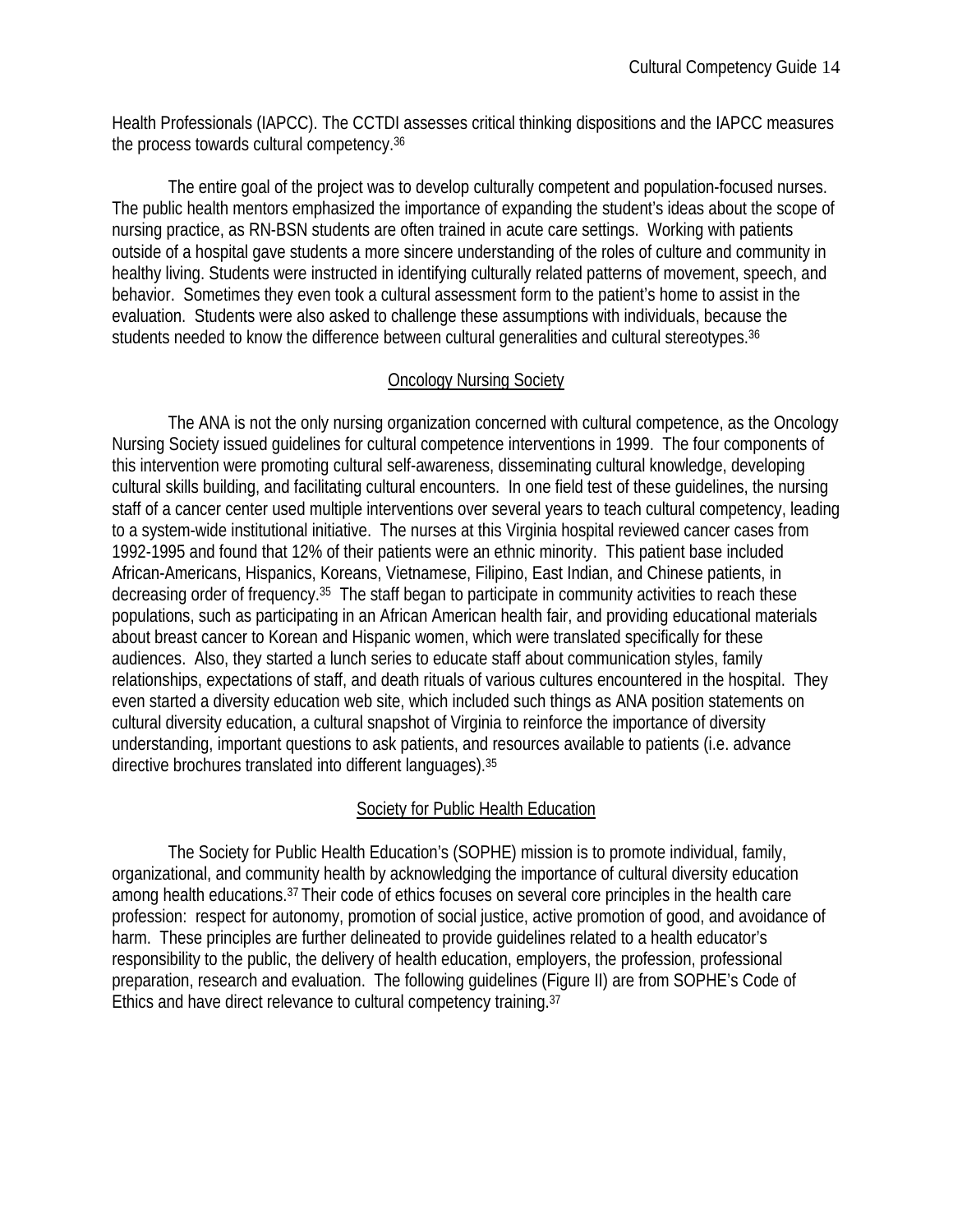Health Professionals (IAPCC). The CCTDI assesses critical thinking dispositions and the IAPCC measures the process towards cultural competency.[36]

The entire goal of the project was to develop culturally competent and population-focused nurses. The public health mentors emphasized the importance of expanding the student's ideas about the scope of nursing practice, as RN-BSN students are often trained in acute care settings. Working with patients outside of a hospital gave students a more sincere understanding of the roles of culture and community in healthy living. Students were instructed in identifying culturally related patterns of movement, speech, and behavior. Sometimes they even took a cultural assessment form to the patient's home to assist in the evaluation. Students were also asked to challenge these assumptions with individuals, because the students needed to know the difference between cultural generalities and cultural stereotypes.[36]

## Oncology Nursing Society

The ANA is not the only nursing organization concerned with cultural competence, as the Oncology Nursing Society issued guidelines for cultural competence interventions in 1999. The four components of this intervention were promoting cultural self-awareness, disseminating cultural knowledge, developing cultural skills building, and facilitating cultural encounters. In one field test of these guidelines, the nursing staff of a cancer center used multiple interventions over several years to teach cultural competency, leading to a system-wide institutional initiative. The nurses at this Virginia hospital reviewed cancer cases from 1992-1995 and found that 12% of their patients were an ethnic minority. This patient base included African-Americans, Hispanics, Koreans, Vietnamese, Filipino, East Indian, and Chinese patients, in decreasing order of frequency.[35] The staff began to participate in community activities to reach these populations, such as participating in an African American health fair, and providing educational materials about breast cancer to Korean and Hispanic women, which were translated specifically for these audiences. Also, they started a lunch series to educate staff about communication styles, family relationships, expectations of staff, and death rituals of various cultures encountered in the hospital. They even started a diversity education web site, which included such things as ANA position statements on cultural diversity education, a cultural snapshot of Virginia to reinforce the importance of diversity understanding, important questions to ask patients, and resources available to patients (i.e. advance directive brochures translated into different languages).[35]

## Society for Public Health Education

The Society for Public Health Education's (SOPHE) mission is to promote individual, family, organizational, and community health by acknowledging the importance of cultural diversity education among health educations.[37] Their code of ethics focuses on several core principles in the health care profession: respect for autonomy, promotion of social justice, active promotion of good, and avoidance of harm. These principles are further delineated to provide guidelines related to a health educator's responsibility to the public, the delivery of health education, employers, the profession, professional preparation, research and evaluation. The following guidelines (Figure II) are from SOPHE's Code of Ethics and have direct relevance to cultural competency training.[37]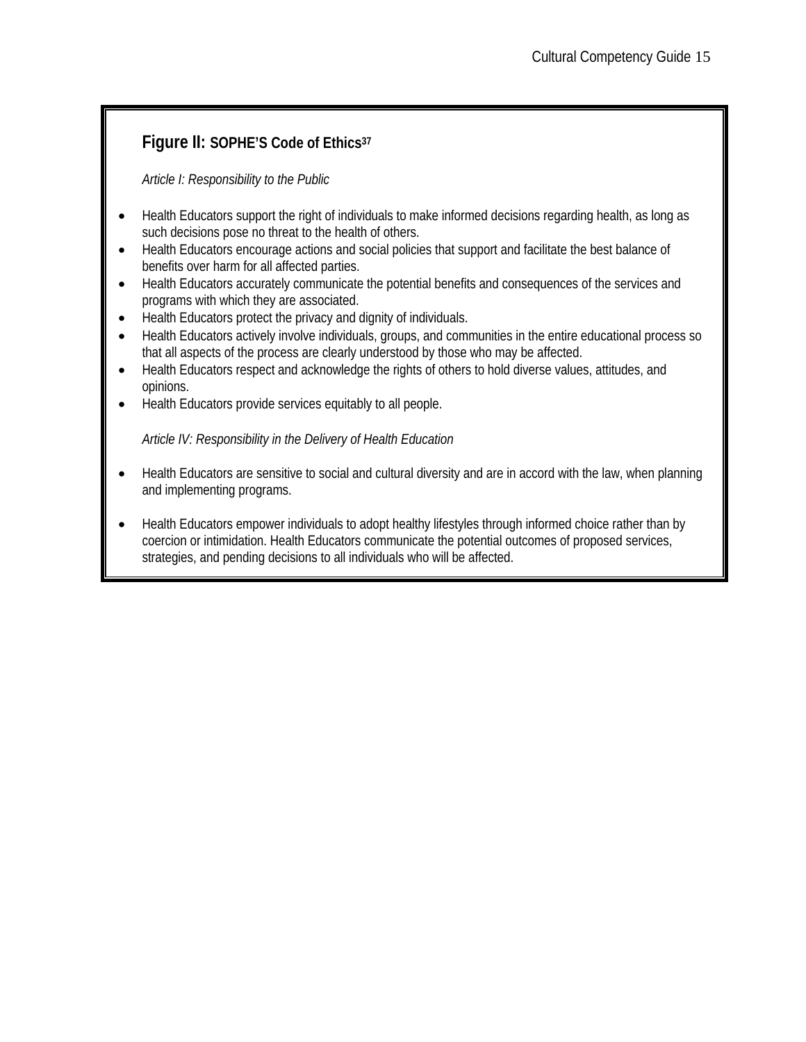### Figure II: SOPHE'S Code of Ethics[37]

*Article I: Responsibility to the Public*

- Health Educators support the right of individuals to make informed decisions regarding health, as long as such decisions pose no threat to the health of others.
- Health Educators encourage actions and social policies that support and facilitate the best balance of benefits over harm for all affected parties.
- Health Educators accurately communicate the potential benefits and consequences of the services and programs with which they are associated.
- Health Educators protect the privacy and dignity of individuals.
- Health Educators actively involve individuals, groups, and communities in the entire educational process so that all aspects of the process are clearly understood by those who may be affected.
- Health Educators respect and acknowledge the rights of others to hold diverse values, attitudes, and opinions.
- Health Educators provide services equitably to all people.

*Article IV: Responsibility in the Delivery of Health Education*

- Health Educators are sensitive to social and cultural diversity and are in accord with the law, when planning and implementing programs.

- Health Educators empower individuals to adopt healthy lifestyles through informed choice rather than by coercion or intimidation. Health Educators communicate the potential outcomes of proposed services, strategies, and pending decisions to all individuals who will be affected.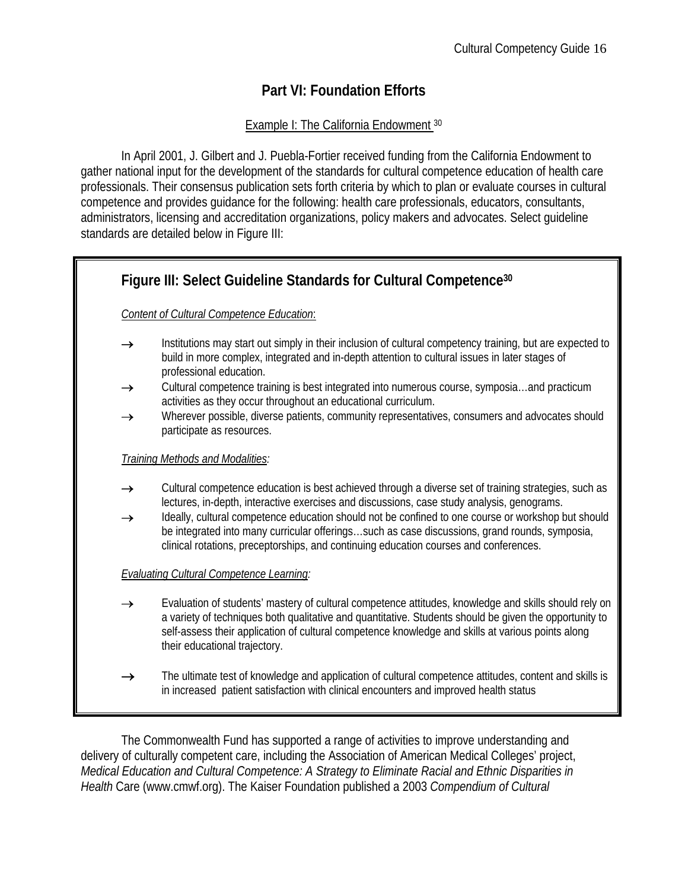## Part VI: Foundation Efforts

Example I: The California Endowment [30]

In April 2001, J. Gilbert and J. Puebla-Fortier received funding from the California Endowment to gather national input for the development of the standards for cultural competence education of health care professionals. Their consensus publication sets forth criteria by which to plan or evaluate courses in cultural competence and provides guidance for the following: health care professionals, educators, consultants, administrators, licensing and accreditation organizations, policy makers and advocates. Select guideline standards are detailed below in Figure III:

### Figure III: Select Guideline Standards for Cultural Competence[30]

*Content of Cultural Competence Education*:

→ Institutions may start out simply in their inclusion of cultural competency training, but are expected to build in more complex, integrated and in-depth attention to cultural issues in later stages of professional education.

→ Cultural competence training is best integrated into numerous course, symposia…and practicum activities as they occur throughout an educational curriculum.

→ Wherever possible, diverse patients, community representatives, consumers and advocates should participate as resources.

*Training Methods and Modalities:*

→ Cultural competence education is best achieved through a diverse set of training strategies, such as lectures, in-depth, interactive exercises and discussions, case study analysis, genograms.

→ Ideally, cultural competence education should not be confined to one course or workshop but should be integrated into many curricular offerings…such as case discussions, grand rounds, symposia, clinical rotations, preceptorships, and continuing education courses and conferences.

*Evaluating Cultural Competence Learning:*

→ Evaluation of students' mastery of cultural competence attitudes, knowledge and skills should rely on a variety of techniques both qualitative and quantitative. Students should be given the opportunity to self-assess their application of cultural competence knowledge and skills at various points along their educational trajectory.

→ The ultimate test of knowledge and application of cultural competence attitudes, content and skills is in increased patient satisfaction with clinical encounters and improved health status

The Commonwealth Fund has supported a range of activities to improve understanding and delivery of culturally competent care, including the Association of American Medical Colleges' project, *Medical Education and Cultural Competence: A Strategy to Eliminate Racial and Ethnic Disparities in Health* Care (www.cmwf.org). The Kaiser Foundation published a 2003 *Compendium of Cultural*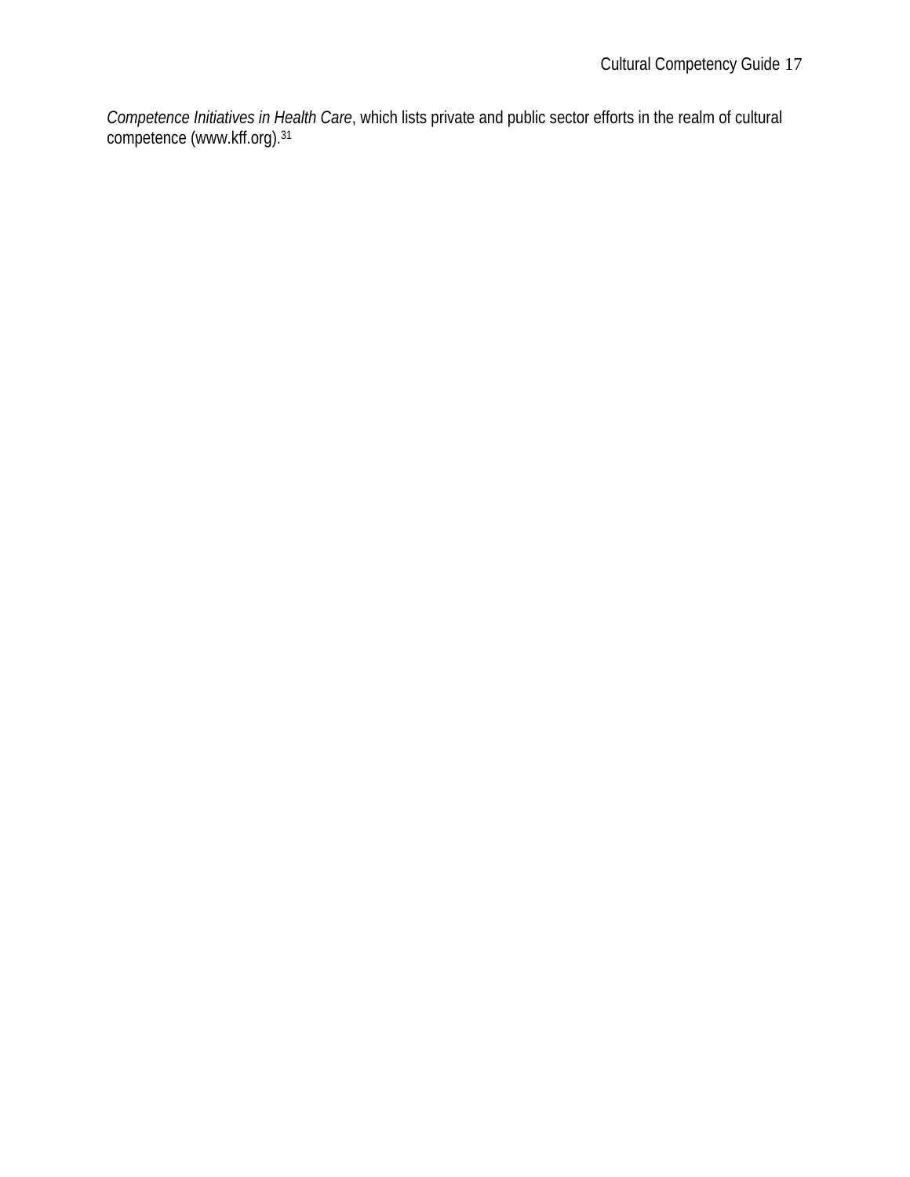*Competence Initiatives in Health Care*, which lists private and public sector efforts in the realm of cultural competence (www.kff.org).[31]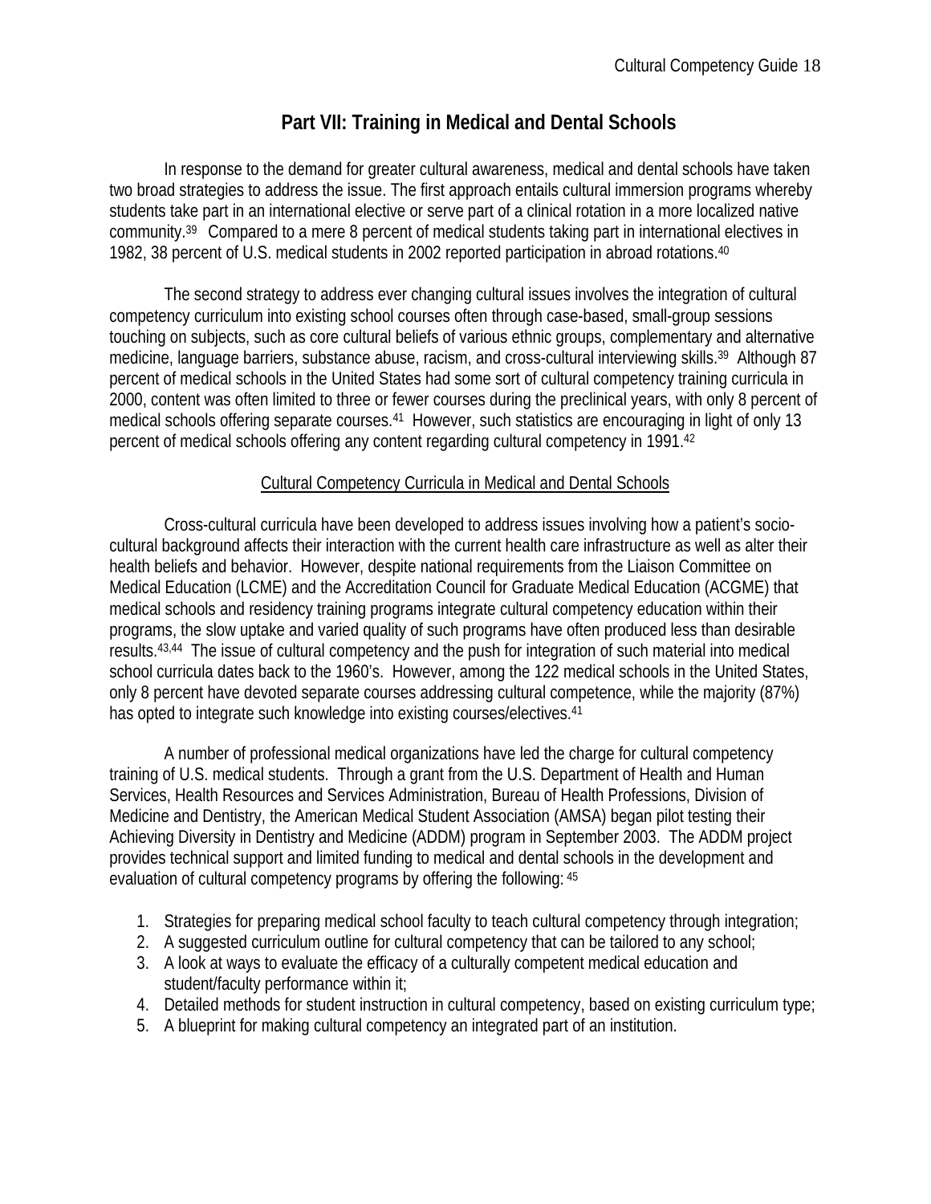## Part VII: Training in Medical and Dental Schools

In response to the demand for greater cultural awareness, medical and dental schools have taken two broad strategies to address the issue. The first approach entails cultural immersion programs whereby students take part in an international elective or serve part of a clinical rotation in a more localized native community.[39] Compared to a mere 8 percent of medical students taking part in international electives in 1982, 38 percent of U.S. medical students in 2002 reported participation in abroad rotations.[40]

The second strategy to address ever changing cultural issues involves the integration of cultural competency curriculum into existing school courses often through case-based, small-group sessions touching on subjects, such as core cultural beliefs of various ethnic groups, complementary and alternative medicine, language barriers, substance abuse, racism, and cross-cultural interviewing skills.[39] Although 87 percent of medical schools in the United States had some sort of cultural competency training curricula in 2000, content was often limited to three or fewer courses during the preclinical years, with only 8 percent of medical schools offering separate courses.[41] However, such statistics are encouraging in light of only 13 percent of medical schools offering any content regarding cultural competency in 1991.[42]

### Cultural Competency Curricula in Medical and Dental Schools

Cross-cultural curricula have been developed to address issues involving how a patient's socio-cultural background affects their interaction with the current health care infrastructure as well as alter their health beliefs and behavior. However, despite national requirements from the Liaison Committee on Medical Education (LCME) and the Accreditation Council for Graduate Medical Education (ACGME) that medical schools and residency training programs integrate cultural competency education within their programs, the slow uptake and varied quality of such programs have often produced less than desirable results.[43,44] The issue of cultural competency and the push for integration of such material into medical school curricula dates back to the 1960's. However, among the 122 medical schools in the United States, only 8 percent have devoted separate courses addressing cultural competence, while the majority (87%) has opted to integrate such knowledge into existing courses/electives.[41]

A number of professional medical organizations have led the charge for cultural competency training of U.S. medical students. Through a grant from the U.S. Department of Health and Human Services, Health Resources and Services Administration, Bureau of Health Professions, Division of Medicine and Dentistry, the American Medical Student Association (AMSA) began pilot testing their Achieving Diversity in Dentistry and Medicine (ADDM) program in September 2003. The ADDM project provides technical support and limited funding to medical and dental schools in the development and evaluation of cultural competency programs by offering the following: [45]

1. Strategies for preparing medical school faculty to teach cultural competency through integration;
2. A suggested curriculum outline for cultural competency that can be tailored to any school;
3. A look at ways to evaluate the efficacy of a culturally competent medical education and student/faculty performance within it;
4. Detailed methods for student instruction in cultural competency, based on existing curriculum type;
5. A blueprint for making cultural competency an integrated part of an institution.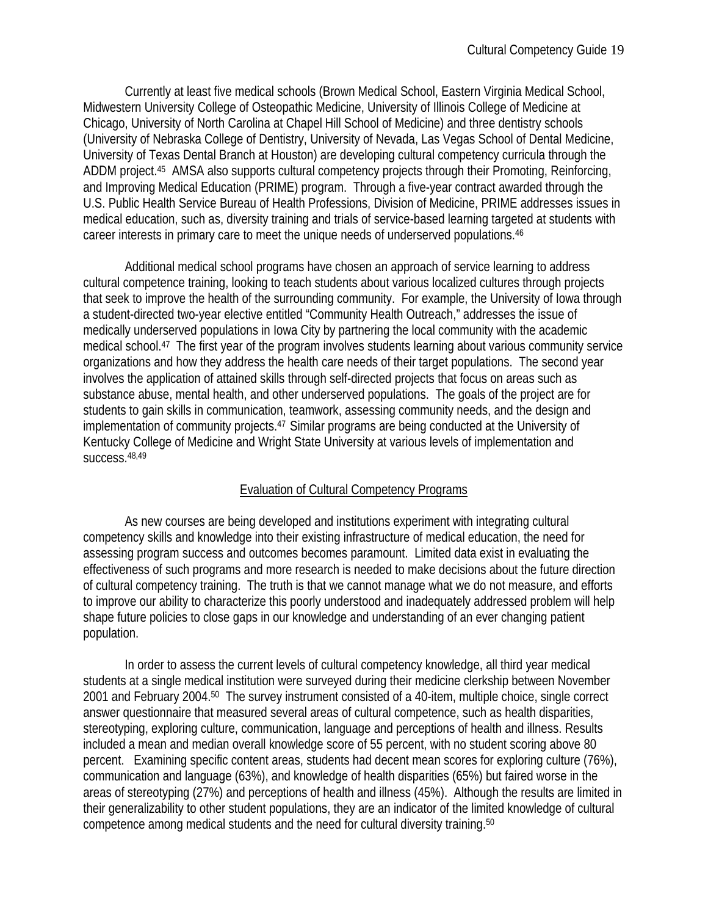Currently at least five medical schools (Brown Medical School, Eastern Virginia Medical School, Midwestern University College of Osteopathic Medicine, University of Illinois College of Medicine at Chicago, University of North Carolina at Chapel Hill School of Medicine) and three dentistry schools (University of Nebraska College of Dentistry, University of Nevada, Las Vegas School of Dental Medicine, University of Texas Dental Branch at Houston) are developing cultural competency curricula through the ADDM project.[45] AMSA also supports cultural competency projects through their Promoting, Reinforcing, and Improving Medical Education (PRIME) program. Through a five-year contract awarded through the U.S. Public Health Service Bureau of Health Professions, Division of Medicine, PRIME addresses issues in medical education, such as, diversity training and trials of service-based learning targeted at students with career interests in primary care to meet the unique needs of underserved populations.[46]

Additional medical school programs have chosen an approach of service learning to address cultural competence training, looking to teach students about various localized cultures through projects that seek to improve the health of the surrounding community. For example, the University of Iowa through a student-directed two-year elective entitled "Community Health Outreach," addresses the issue of medically underserved populations in Iowa City by partnering the local community with the academic medical school.[47] The first year of the program involves students learning about various community service organizations and how they address the health care needs of their target populations. The second year involves the application of attained skills through self-directed projects that focus on areas such as substance abuse, mental health, and other underserved populations. The goals of the project are for students to gain skills in communication, teamwork, assessing community needs, and the design and implementation of community projects.[47] Similar programs are being conducted at the University of Kentucky College of Medicine and Wright State University at various levels of implementation and success.[48,49]

## Evaluation of Cultural Competency Programs

As new courses are being developed and institutions experiment with integrating cultural competency skills and knowledge into their existing infrastructure of medical education, the need for assessing program success and outcomes becomes paramount. Limited data exist in evaluating the effectiveness of such programs and more research is needed to make decisions about the future direction of cultural competency training. The truth is that we cannot manage what we do not measure, and efforts to improve our ability to characterize this poorly understood and inadequately addressed problem will help shape future policies to close gaps in our knowledge and understanding of an ever changing patient population.

In order to assess the current levels of cultural competency knowledge, all third year medical students at a single medical institution were surveyed during their medicine clerkship between November 2001 and February 2004.[50] The survey instrument consisted of a 40-item, multiple choice, single correct answer questionnaire that measured several areas of cultural competence, such as health disparities, stereotyping, exploring culture, communication, language and perceptions of health and illness. Results included a mean and median overall knowledge score of 55 percent, with no student scoring above 80 percent. Examining specific content areas, students had decent mean scores for exploring culture (76%), communication and language (63%), and knowledge of health disparities (65%) but faired worse in the areas of stereotyping (27%) and perceptions of health and illness (45%). Although the results are limited in their generalizability to other student populations, they are an indicator of the limited knowledge of cultural competence among medical students and the need for cultural diversity training.[50]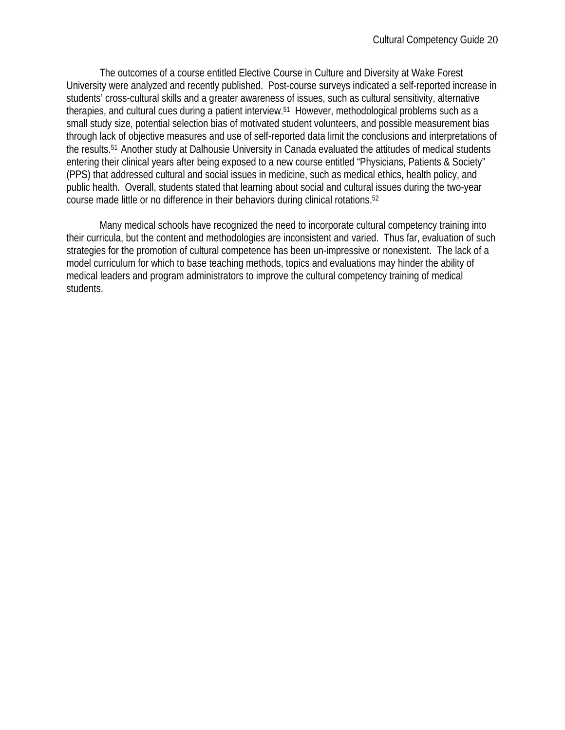The outcomes of a course entitled Elective Course in Culture and Diversity at Wake Forest University were analyzed and recently published. Post-course surveys indicated a self-reported increase in students' cross-cultural skills and a greater awareness of issues, such as cultural sensitivity, alternative therapies, and cultural cues during a patient interview.[51] However, methodological problems such as a small study size, potential selection bias of motivated student volunteers, and possible measurement bias through lack of objective measures and use of self-reported data limit the conclusions and interpretations of the results.[51] Another study at Dalhousie University in Canada evaluated the attitudes of medical students entering their clinical years after being exposed to a new course entitled "Physicians, Patients & Society" (PPS) that addressed cultural and social issues in medicine, such as medical ethics, health policy, and public health. Overall, students stated that learning about social and cultural issues during the two-year course made little or no difference in their behaviors during clinical rotations.[52]

Many medical schools have recognized the need to incorporate cultural competency training into their curricula, but the content and methodologies are inconsistent and varied. Thus far, evaluation of such strategies for the promotion of cultural competence has been un-impressive or nonexistent. The lack of a model curriculum for which to base teaching methods, topics and evaluations may hinder the ability of medical leaders and program administrators to improve the cultural competency training of medical students.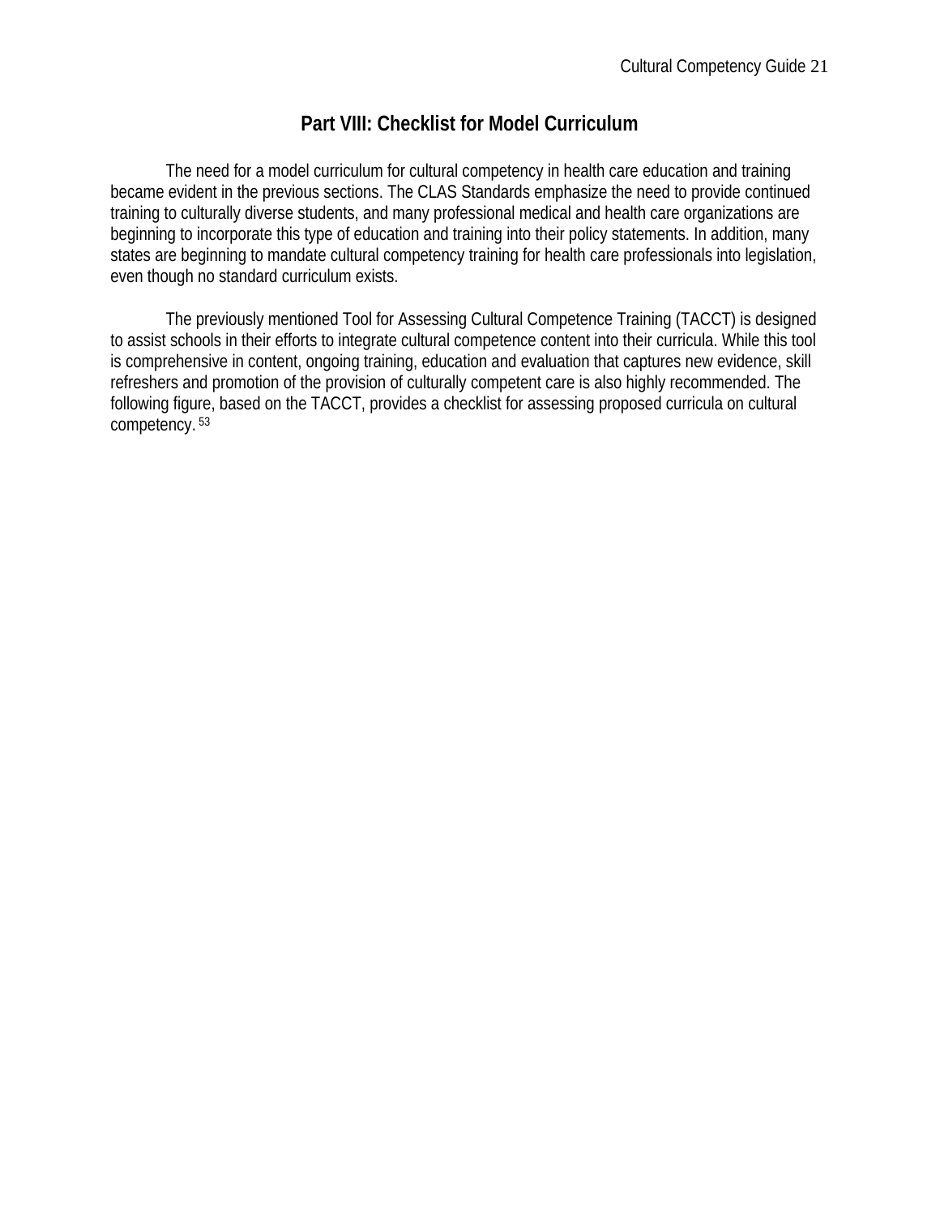## Part VIII: Checklist for Model Curriculum

The need for a model curriculum for cultural competency in health care education and training became evident in the previous sections. The CLAS Standards emphasize the need to provide continued training to culturally diverse students, and many professional medical and health care organizations are beginning to incorporate this type of education and training into their policy statements. In addition, many states are beginning to mandate cultural competency training for health care professionals into legislation, even though no standard curriculum exists.

The previously mentioned Tool for Assessing Cultural Competence Training (TACCT) is designed to assist schools in their efforts to integrate cultural competence content into their curricula. While this tool is comprehensive in content, ongoing training, education and evaluation that captures new evidence, skill refreshers and promotion of the provision of culturally competent care is also highly recommended. The following figure, based on the TACCT, provides a checklist for assessing proposed curricula on cultural competency. [53]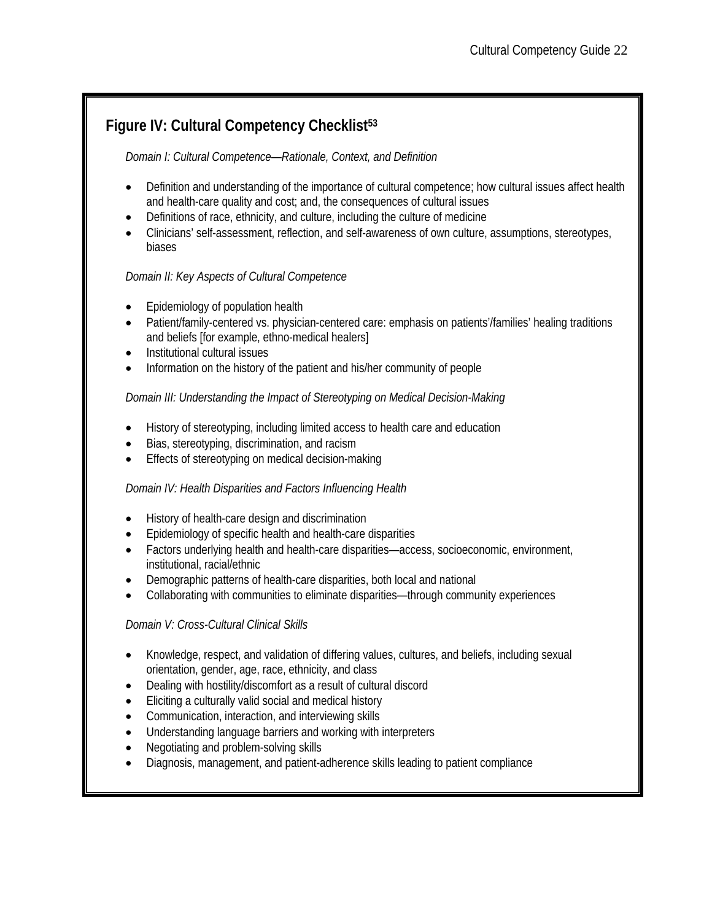## Figure IV: Cultural Competency Checklist[53]

*Domain I: Cultural Competence—Rationale, Context, and Definition*

- Definition and understanding of the importance of cultural competence; how cultural issues affect health and health-care quality and cost; and, the consequences of cultural issues
- Definitions of race, ethnicity, and culture, including the culture of medicine
- Clinicians' self-assessment, reflection, and self-awareness of own culture, assumptions, stereotypes, biases

*Domain II: Key Aspects of Cultural Competence*

- Epidemiology of population health
- Patient/family-centered vs. physician-centered care: emphasis on patients'/families' healing traditions and beliefs [for example, ethno-medical healers]
- Institutional cultural issues
- Information on the history of the patient and his/her community of people

*Domain III: Understanding the Impact of Stereotyping on Medical Decision-Making*

- History of stereotyping, including limited access to health care and education
- Bias, stereotyping, discrimination, and racism
- Effects of stereotyping on medical decision-making

*Domain IV: Health Disparities and Factors Influencing Health*

- History of health-care design and discrimination
- Epidemiology of specific health and health-care disparities
- Factors underlying health and health-care disparities—access, socioeconomic, environment, institutional, racial/ethnic
- Demographic patterns of health-care disparities, both local and national
- Collaborating with communities to eliminate disparities—through community experiences

*Domain V: Cross-Cultural Clinical Skills*

- Knowledge, respect, and validation of differing values, cultures, and beliefs, including sexual orientation, gender, age, race, ethnicity, and class
- Dealing with hostility/discomfort as a result of cultural discord
- Eliciting a culturally valid social and medical history
- Communication, interaction, and interviewing skills
- Understanding language barriers and working with interpreters
- Negotiating and problem-solving skills
- Diagnosis, management, and patient-adherence skills leading to patient compliance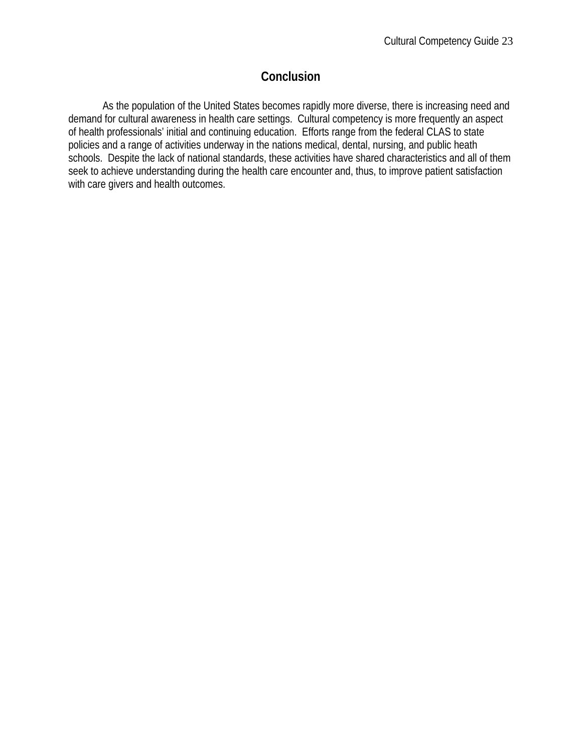## Conclusion

As the population of the United States becomes rapidly more diverse, there is increasing need and demand for cultural awareness in health care settings. Cultural competency is more frequently an aspect of health professionals' initial and continuing education. Efforts range from the federal CLAS to state policies and a range of activities underway in the nations medical, dental, nursing, and public heath schools. Despite the lack of national standards, these activities have shared characteristics and all of them seek to achieve understanding during the health care encounter and, thus, to improve patient satisfaction with care givers and health outcomes.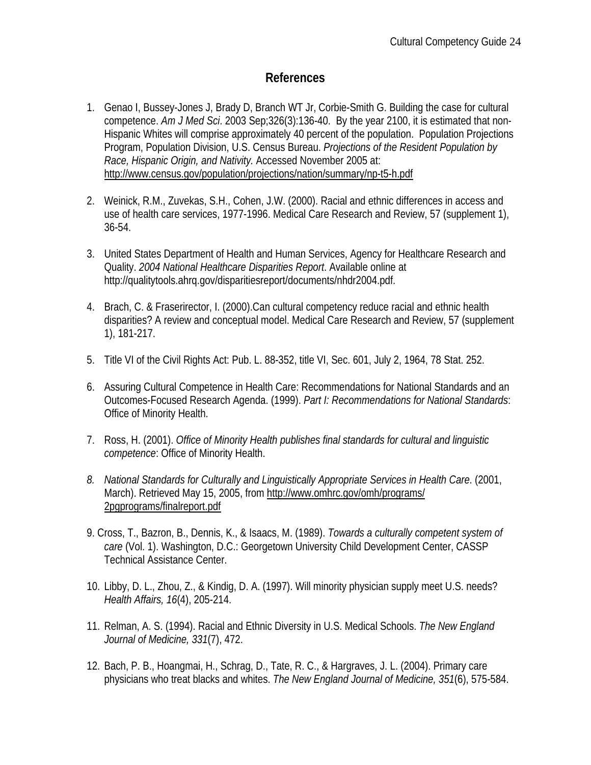# References

1. Genao I, Bussey-Jones J, Brady D, Branch WT Jr, Corbie-Smith G. Building the case for cultural competence. *Am J Med Sci*. 2003 Sep;326(3):136-40. By the year 2100, it is estimated that non-Hispanic Whites will comprise approximately 40 percent of the population. Population Projections Program, Population Division, U.S. Census Bureau. *Projections of the Resident Population by Race, Hispanic Origin, and Nativity.* Accessed November 2005 at: http://www.census.gov/population/projections/nation/summary/np-t5-h.pdf

2. Weinick, R.M., Zuvekas, S.H., Cohen, J.W. (2000). Racial and ethnic differences in access and use of health care services, 1977-1996. Medical Care Research and Review, 57 (supplement 1), 36-54.

3. United States Department of Health and Human Services, Agency for Healthcare Research and Quality. *2004 National Healthcare Disparities Report*. Available online at http://qualitytools.ahrq.gov/disparitiesreport/documents/nhdr2004.pdf.

4. Brach, C. & Fraserirector, I. (2000).Can cultural competency reduce racial and ethnic health disparities? A review and conceptual model. Medical Care Research and Review, 57 (supplement 1), 181-217.

5. Title VI of the Civil Rights Act: Pub. L. 88-352, title VI, Sec. 601, July 2, 1964, 78 Stat. 252.

6. Assuring Cultural Competence in Health Care: Recommendations for National Standards and an Outcomes-Focused Research Agenda. (1999). *Part I: Recommendations for National Standards*: Office of Minority Health.

7. Ross, H. (2001). *Office of Minority Health publishes final standards for cultural and linguistic competence*: Office of Minority Health.

8. *National Standards for Culturally and Linguistically Appropriate Services in Health Care*. (2001, March). Retrieved May 15, 2005, from http://www.omhrc.gov/omh/programs/2pgprograms/finalreport.pdf

9. Cross, T., Bazron, B., Dennis, K., & Isaacs, M. (1989). *Towards a culturally competent system of care* (Vol. 1). Washington, D.C.: Georgetown University Child Development Center, CASSP Technical Assistance Center.

10. Libby, D. L., Zhou, Z., & Kindig, D. A. (1997). Will minority physician supply meet U.S. needs? *Health Affairs, 16*(4), 205-214.

11. Relman, A. S. (1994). Racial and Ethnic Diversity in U.S. Medical Schools. *The New England Journal of Medicine, 331*(7), 472.

12. Bach, P. B., Hoangmai, H., Schrag, D., Tate, R. C., & Hargraves, J. L. (2004). Primary care physicians who treat blacks and whites. *The New England Journal of Medicine, 351*(6), 575-584.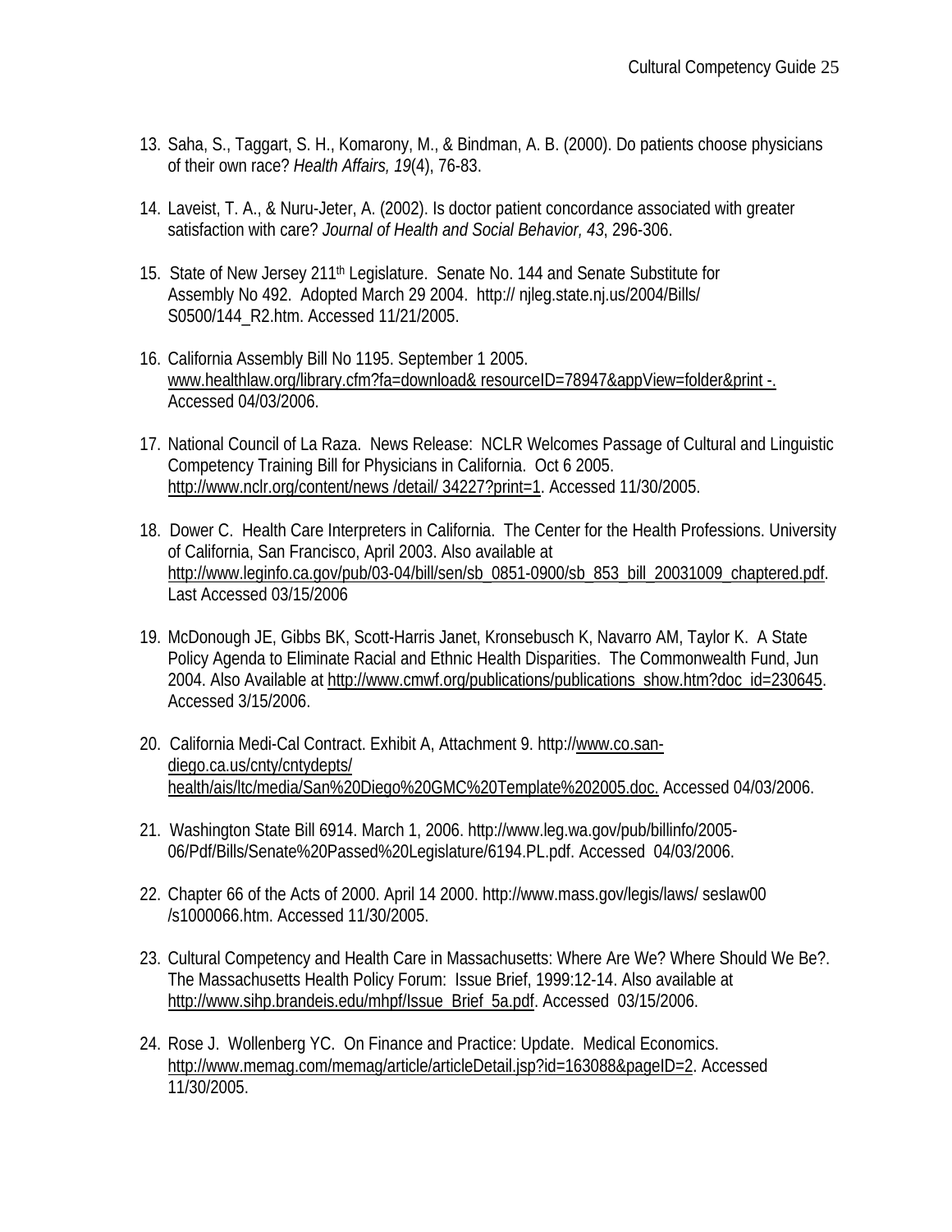13. Saha, S., Taggart, S. H., Komarony, M., & Bindman, A. B. (2000). Do patients choose physicians of their own race? *Health Affairs, 19*(4), 76-83.

14. Laveist, T. A., & Nuru-Jeter, A. (2002). Is doctor patient concordance associated with greater satisfaction with care? *Journal of Health and Social Behavior, 43*, 296-306.

15. State of New Jersey 211th Legislature. Senate No. 144 and Senate Substitute for Assembly No 492. Adopted March 29 2004. http:// njleg.state.nj.us/2004/Bills/ S0500/144_R2.htm. Accessed 11/21/2005.

16. California Assembly Bill No 1195. September 1 2005. www.healthlaw.org/library.cfm?fa=download& resourceID=78947&appView=folder&print -. Accessed 04/03/2006.

17. National Council of La Raza. News Release: NCLR Welcomes Passage of Cultural and Linguistic Competency Training Bill for Physicians in California. Oct 6 2005. http://www.nclr.org/content/news /detail/ 34227?print=1. Accessed 11/30/2005.

18. Dower C. Health Care Interpreters in California. The Center for the Health Professions. University of California, San Francisco, April 2003. Also available at http://www.leginfo.ca.gov/pub/03-04/bill/sen/sb_0851-0900/sb_853_bill_20031009_chaptered.pdf. Last Accessed 03/15/2006

19. McDonough JE, Gibbs BK, Scott-Harris Janet, Kronsebusch K, Navarro AM, Taylor K. A State Policy Agenda to Eliminate Racial and Ethnic Health Disparities. The Commonwealth Fund, Jun 2004. Also Available at http://www.cmwf.org/publications/publications_show.htm?doc_id=230645. Accessed 3/15/2006.

20. California Medi-Cal Contract. Exhibit A, Attachment 9. http://www.co.san-diego.ca.us/cnty/cntydepts/ health/ais/ltc/media/San%20Diego%20GMC%20Template%202005.doc. Accessed 04/03/2006.

21. Washington State Bill 6914. March 1, 2006. http://www.leg.wa.gov/pub/billinfo/2005-06/Pdf/Bills/Senate%20Passed%20Legislature/6194.PL.pdf. Accessed 04/03/2006.

22. Chapter 66 of the Acts of 2000. April 14 2000. http://www.mass.gov/legis/laws/ seslaw00 /s1000066.htm. Accessed 11/30/2005.

23. Cultural Competency and Health Care in Massachusetts: Where Are We? Where Should We Be?. The Massachusetts Health Policy Forum: Issue Brief, 1999:12-14. Also available at http://www.sihp.brandeis.edu/mhpf/Issue_Brief_5a.pdf. Accessed 03/15/2006.

24. Rose J. Wollenberg YC. On Finance and Practice: Update. Medical Economics. http://www.memag.com/memag/article/articleDetail.jsp?id=163088&pageID=2. Accessed 11/30/2005.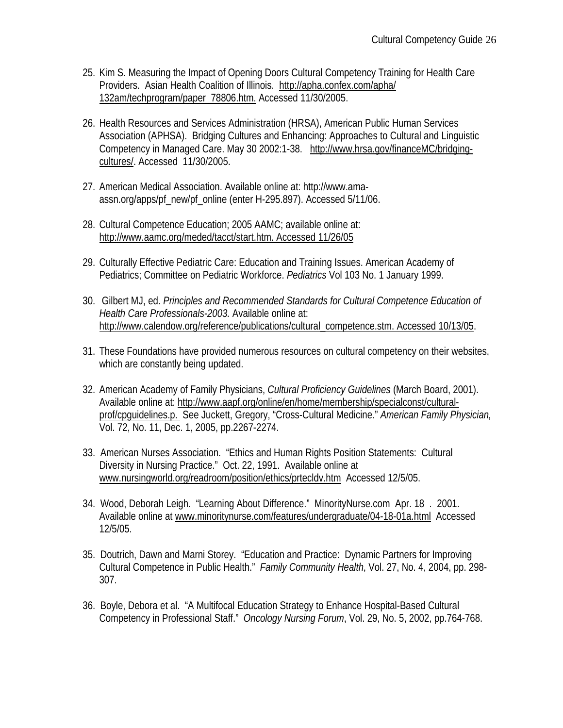25. Kim S. Measuring the Impact of Opening Doors Cultural Competency Training for Health Care Providers. Asian Health Coalition of Illinois. http://apha.confex.com/apha/132am/techprogram/paper_78806.htm. Accessed 11/30/2005.

26. Health Resources and Services Administration (HRSA), American Public Human Services Association (APHSA). Bridging Cultures and Enhancing: Approaches to Cultural and Linguistic Competency in Managed Care. May 30 2002:1-38. http://www.hrsa.gov/financeMC/bridging-cultures/. Accessed 11/30/2005.

27. American Medical Association. Available online at: http://www.ama-assn.org/apps/pf_new/pf_online (enter H-295.897). Accessed 5/11/06.

28. Cultural Competence Education; 2005 AAMC; available online at: http://www.aamc.org/meded/tacct/start.htm. Accessed 11/26/05

29. Culturally Effective Pediatric Care: Education and Training Issues. American Academy of Pediatrics; Committee on Pediatric Workforce. *Pediatrics* Vol 103 No. 1 January 1999.

30. Gilbert MJ, ed. *Principles and Recommended Standards for Cultural Competence Education of Health Care Professionals-2003.* Available online at: http://www.calendow.org/reference/publications/cultural_competence.stm. Accessed 10/13/05.

31. These Foundations have provided numerous resources on cultural competency on their websites, which are constantly being updated.

32. American Academy of Family Physicians, *Cultural Proficiency Guidelines* (March Board, 2001). Available online at: http://www.aapf.org/online/en/home/membership/specialconst/cultural-prof/cpguidelines.p. See Juckett, Gregory, "Cross-Cultural Medicine." *American Family Physician,* Vol. 72, No. 11, Dec. 1, 2005, pp.2267-2274.

33. American Nurses Association. "Ethics and Human Rights Position Statements: Cultural Diversity in Nursing Practice." Oct. 22, 1991. Available online at www.nursingworld.org/readroom/position/ethics/prtecldv.htm Accessed 12/5/05.

34. Wood, Deborah Leigh. "Learning About Difference." MinorityNurse.com Apr. 18 . 2001. Available online at www.minoritynurse.com/features/undergraduate/04-18-01a.html Accessed 12/5/05.

35. Doutrich, Dawn and Marni Storey. "Education and Practice: Dynamic Partners for Improving Cultural Competence in Public Health." *Family Community Health*, Vol. 27, No. 4, 2004, pp. 298-307.

36. Boyle, Debora et al. "A Multifocal Education Strategy to Enhance Hospital-Based Cultural Competency in Professional Staff." *Oncology Nursing Forum*, Vol. 29, No. 5, 2002, pp.764-768.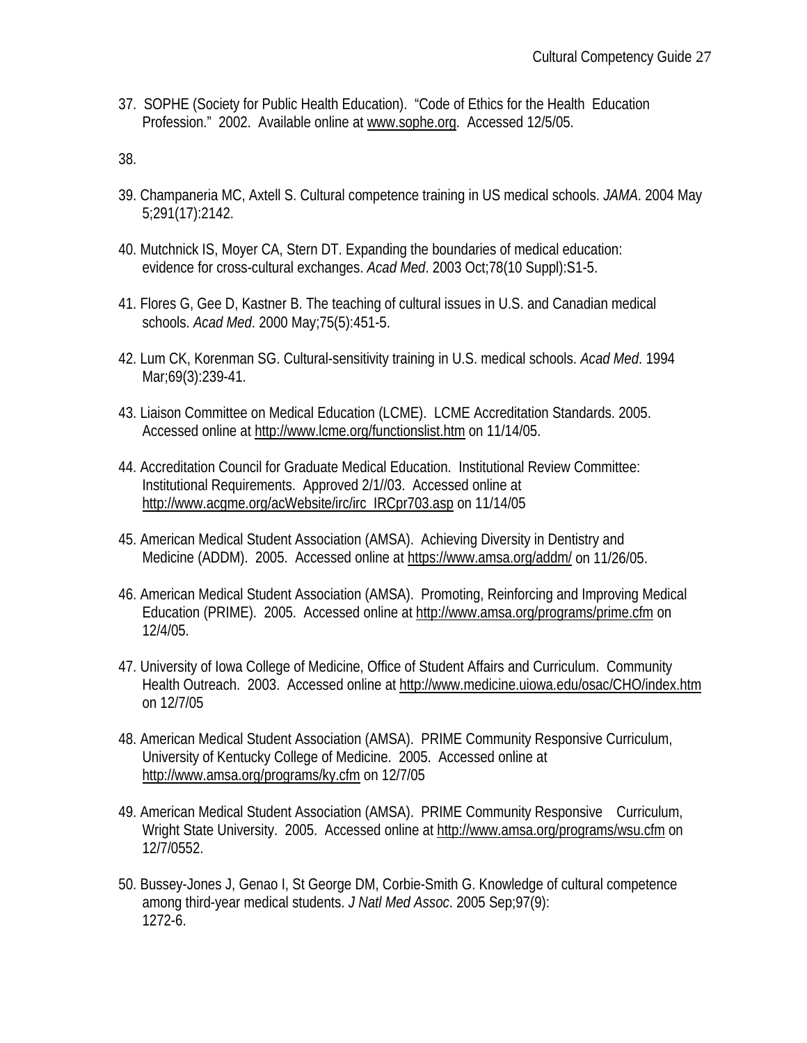37. SOPHE (Society for Public Health Education). "Code of Ethics for the Health Education Profession." 2002. Available online at www.sophe.org. Accessed 12/5/05.

38.

39. Champaneria MC, Axtell S. Cultural competence training in US medical schools. *JAMA*. 2004 May 5;291(17):2142.

40. Mutchnick IS, Moyer CA, Stern DT. Expanding the boundaries of medical education: evidence for cross-cultural exchanges. *Acad Med*. 2003 Oct;78(10 Suppl):S1-5.

41. Flores G, Gee D, Kastner B. The teaching of cultural issues in U.S. and Canadian medical schools. *Acad Med*. 2000 May;75(5):451-5.

42. Lum CK, Korenman SG. Cultural-sensitivity training in U.S. medical schools. *Acad Med*. 1994 Mar;69(3):239-41.

43. Liaison Committee on Medical Education (LCME). LCME Accreditation Standards. 2005. Accessed online at http://www.lcme.org/functionslist.htm on 11/14/05.

44. Accreditation Council for Graduate Medical Education. Institutional Review Committee: Institutional Requirements. Approved 2/1//03. Accessed online at http://www.acgme.org/acWebsite/irc/irc_IRCpr703.asp on 11/14/05

45. American Medical Student Association (AMSA). Achieving Diversity in Dentistry and Medicine (ADDM). 2005. Accessed online at https://www.amsa.org/addm/ on 11/26/05.

46. American Medical Student Association (AMSA). Promoting, Reinforcing and Improving Medical Education (PRIME). 2005. Accessed online at http://www.amsa.org/programs/prime.cfm on 12/4/05.

47. University of Iowa College of Medicine, Office of Student Affairs and Curriculum. Community Health Outreach. 2003. Accessed online at http://www.medicine.uiowa.edu/osac/CHO/index.htm on 12/7/05

48. American Medical Student Association (AMSA). PRIME Community Responsive Curriculum, University of Kentucky College of Medicine. 2005. Accessed online at http://www.amsa.org/programs/ky.cfm on 12/7/05

49. American Medical Student Association (AMSA). PRIME Community Responsive Curriculum, Wright State University. 2005. Accessed online at http://www.amsa.org/programs/wsu.cfm on 12/7/0552.

50. Bussey-Jones J, Genao I, St George DM, Corbie-Smith G. Knowledge of cultural competence among third-year medical students. *J Natl Med Assoc*. 2005 Sep;97(9): 1272-6.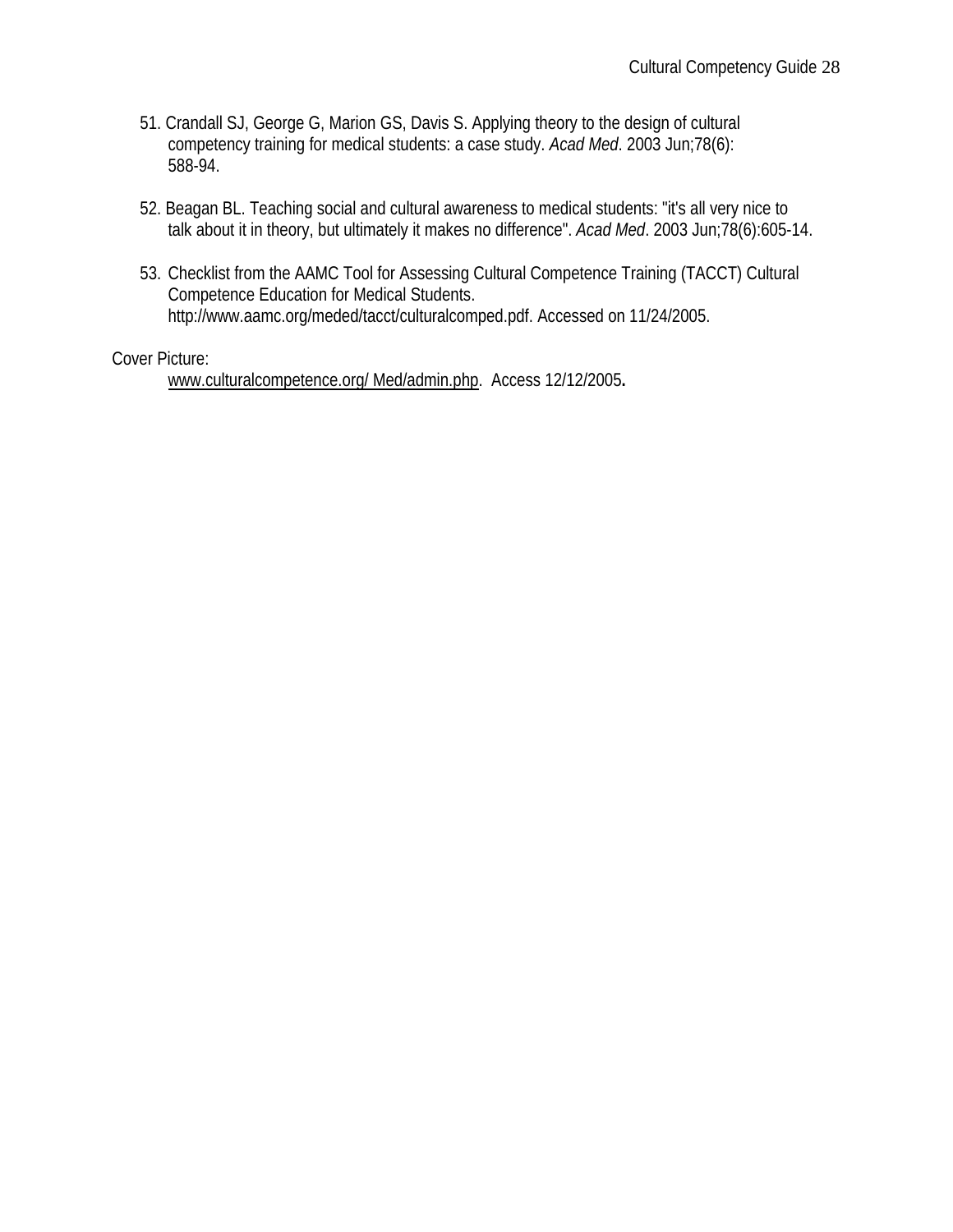51. Crandall SJ, George G, Marion GS, Davis S. Applying theory to the design of cultural competency training for medical students: a case study. *Acad Med*. 2003 Jun;78(6): 588-94.

52. Beagan BL. Teaching social and cultural awareness to medical students: "it's all very nice to talk about it in theory, but ultimately it makes no difference". *Acad Med*. 2003 Jun;78(6):605-14.

53. Checklist from the AAMC Tool for Assessing Cultural Competence Training (TACCT) Cultural Competence Education for Medical Students. http://www.aamc.org/meded/tacct/culturalcomped.pdf. Accessed on 11/24/2005.

Cover Picture:

www.culturalcompetence.org/ Med/admin.php. Access 12/12/2005**.**